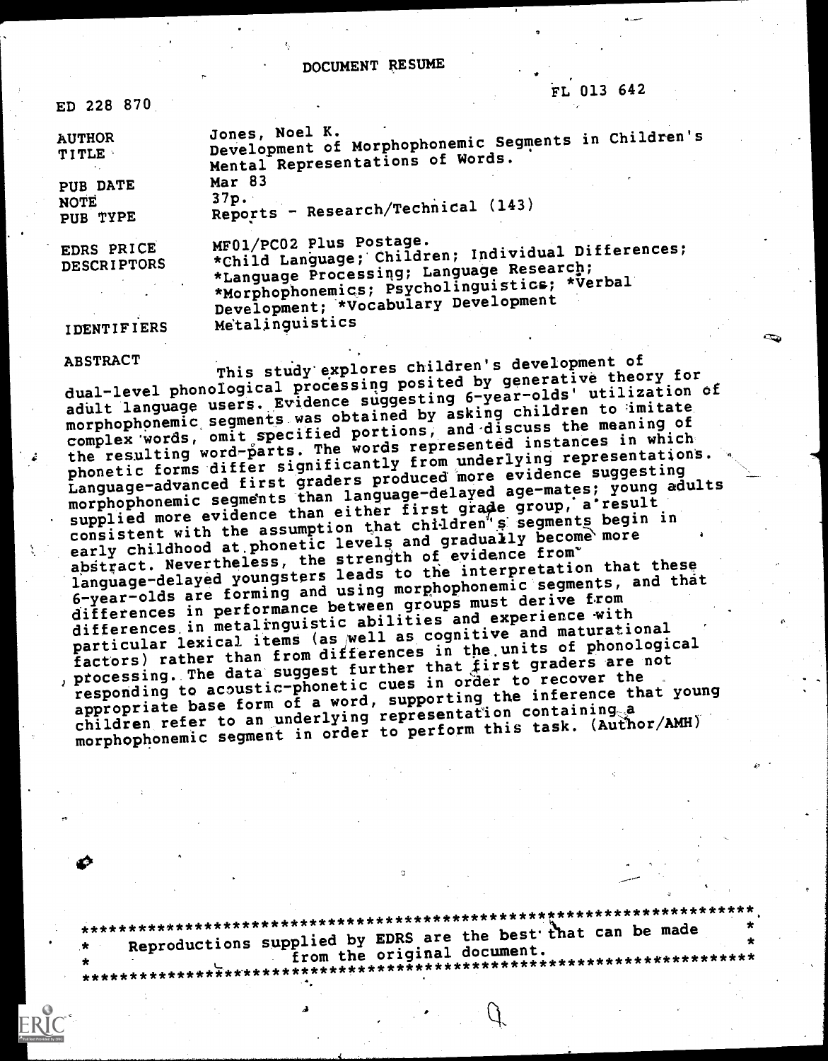# DOCUMENT RESUME

ED 228 870 FL 013 642

| | |
|---|---|
| AUTHOR | Jones, Noel K. |
| TITLE | Development of Morphophonemic Segments in Children's Mental Representations of Words. |
| PUB DATE | Mar 83 |
| NOTE | 37p. |
| PUB TYPE | Reports - Research/Technical (143) |
| EDRS PRICE | MF01/PC02 Plus Postage. |
| DESCRIPTORS | *Child Language; Children; Individual Differences; *Language Processing; Language Research; *Morphophonemics; Psycholinguistics; *Verbal Development; *Vocabulary Development |
| IDENTIFIERS | Metalinguistics |

## ABSTRACT

This study explores children's development of dual-level phonological processing posited by generative theory for adult language users. Evidence suggesting 6-year-olds' utilization of morphophonemic segments was obtained by asking children to imitate complex words, omit specified portions, and discuss the meaning of the resulting word-parts. The words represented instances in which phonetic forms differ significantly from underlying representations. Language-advanced first graders produced more evidence suggesting morphophonemic segments than language-delayed age-mates; young adults supplied more evidence than either first grade group, a result consistent with the assumption that children's segments begin in early childhood at phonetic levels and gradually become more abstract. Nevertheless, the strength of evidence from language-delayed youngsters leads to the interpretation that these 6-year-olds are forming and using morphophonemic segments, and that differences in performance between groups must derive from differences in metalinguistic abilities and experience with particular lexical items (as well as cognitive and maturational factors) rather than from differences in the units of phonological processing. The data suggest further that first graders are not responding to acoustic-phonetic cues in order to recover the appropriate base form of a word, supporting the inference that young children refer to an underlying representation containing a morphophonemic segment in order to perform this task. (Author/AMH)

***********************************************************************
* Reproductions supplied by EDRS are the best that can be made *
* from the original document. *
***********************************************************************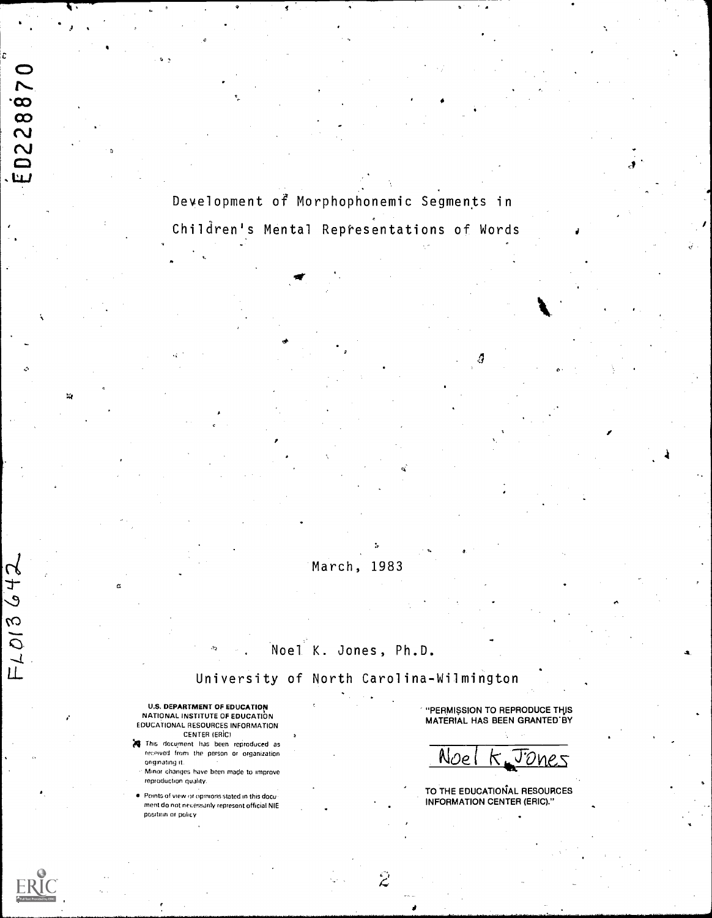ED228870

FL013642

# Development of Morphophonemic Segments in Children's Mental Representations of Words

March, 1983

Noel K. Jones, Ph.D.

University of North Carolina-Wilmington

U.S. DEPARTMENT OF EDUCATION
NATIONAL INSTITUTE OF EDUCATION
EDUCATIONAL RESOURCES INFORMATION CENTER (ERIC)

- This document has been reproduced as received from the person or organization originating it.
- Minor changes have been made to improve reproduction quality.
- Points of view or opinions stated in this document do not necessarily represent official NIE position or policy.

"PERMISSION TO REPRODUCE THIS MATERIAL HAS BEEN GRANTED BY

Noel K. Jones

TO THE EDUCATIONAL RESOURCES INFORMATION CENTER (ERIC)."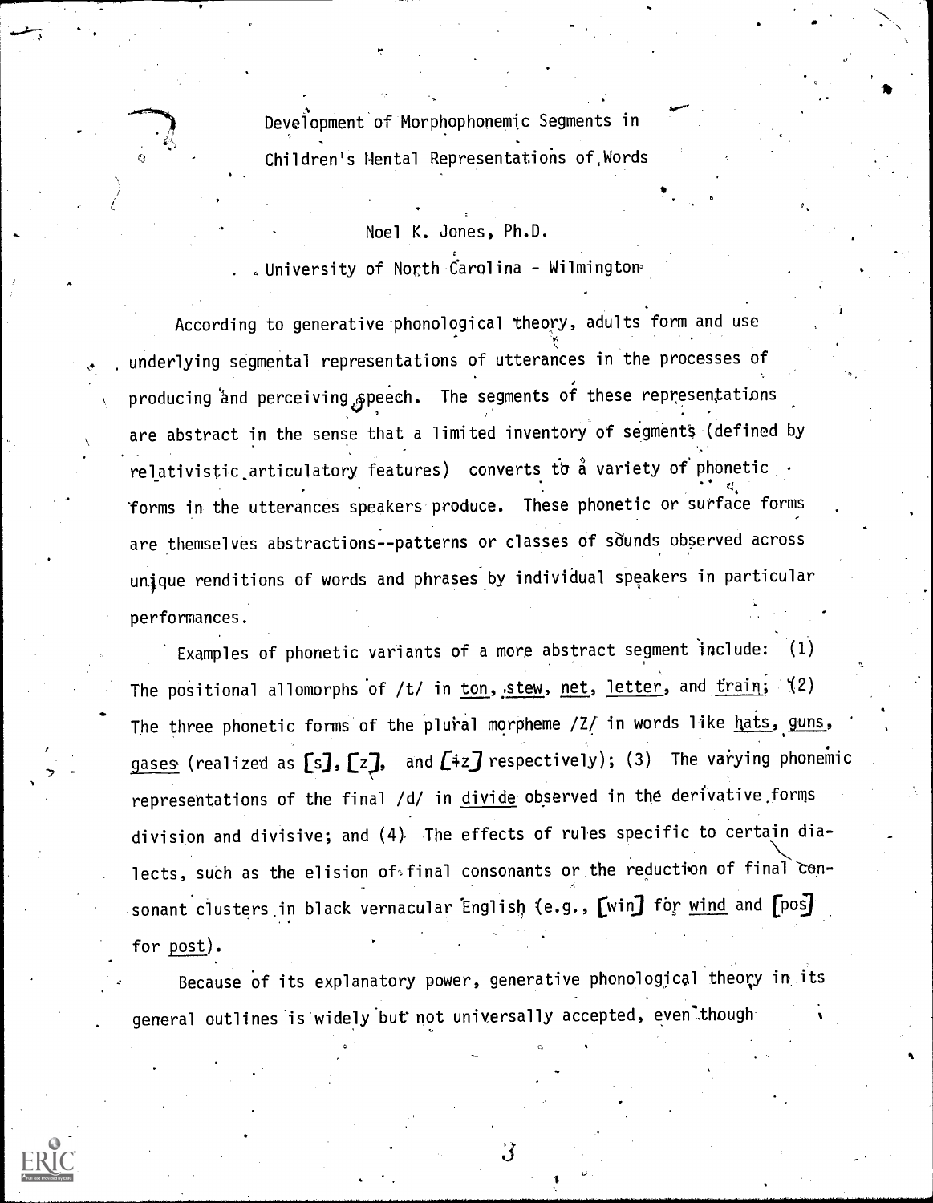# Development of Morphophonemic Segments in Children's Mental Representations of Words

Noel K. Jones, Ph.D.

University of North Carolina - Wilmington

According to generative phonological theory, adults form and use underlying segmental representations of utterances in the processes of producing and perceiving speech. The segments of these representations are abstract in the sense that a limited inventory of segments (defined by relativistic articulatory features) converts to a variety of phonetic forms in the utterances speakers produce. These phonetic or surface forms are themselves abstractions--patterns or classes of sounds observed across unique renditions of words and phrases by individual speakers in particular performances.

Examples of phonetic variants of a more abstract segment include: (1) The positional allomorphs of /t/ in ton, stew, net, letter, and train; (2) The three phonetic forms of the plural morpheme /Z/ in words like hats, guns, gases (realized as [s], [z], and [ɨz] respectively); (3) The varying phonemic representations of the final /d/ in divide observed in the derivative forms division and divisive; and (4) The effects of rules specific to certain dialects, such as the elision of final consonants or the reduction of final consonant clusters in black vernacular English (e.g., [win] for wind and [pos] for post).

Because of its explanatory power, generative phonological theory in its general outlines is widely but not universally accepted, even though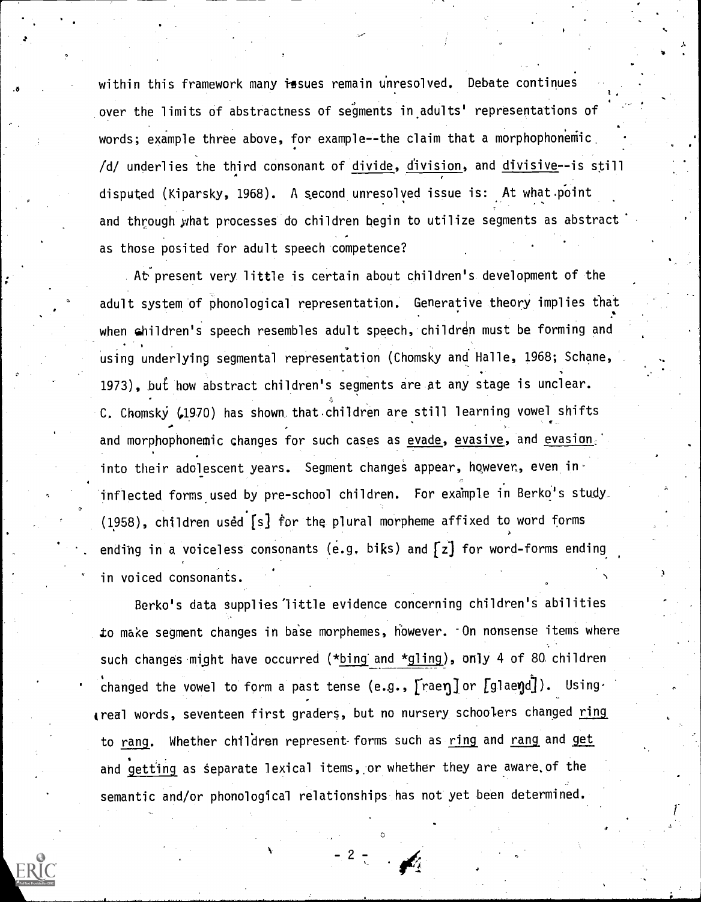within this framework many issues remain unresolved. Debate continues over the limits of abstractness of segments in adults' representations of words; example three above, for example--the claim that a morphophonemic /d/ underlies the third consonant of _divide_, _division_, and _divisive_--is still disputed (Kiparsky, 1968). A second unresolved issue is: At what point and through what processes do children begin to utilize segments as abstract as those posited for adult speech competence?

At present very little is certain about children's development of the adult system of phonological representation. Generative theory implies that when children's speech resembles adult speech, children must be forming and using underlying segmental representation (Chomsky and Halle, 1968; Schane, 1973), but how abstract children's segments are at any stage is unclear. C. Chomsky (1970) has shown that children are still learning vowel shifts and morphophonemic changes for such cases as _evade_, _evasive_, and _evasion_ into their adolescent years. Segment changes appear, however, even in inflected forms used by pre-school children. For example in Berko's study (1958), children used [s] for the plural morpheme affixed to word forms ending in a voiceless consonants (e.g. biks) and [z] for word-forms ending in voiced consonants.

Berko's data supplies little evidence concerning children's abilities to make segment changes in base morphemes, however. On nonsense items where such changes might have occurred (*_bing_ and *_gling_), only 4 of 80 children changed the vowel to form a past tense (e.g., [ræŋ] or [glæŋd]). Using real words, seventeen first graders, but no nursery schoolers changed _ring_ to _rang_. Whether children represent forms such as _ring_ and _rang_ and _get_ and _getting_ as separate lexical items, or whether they are aware of the semantic and/or phonological relationships has not yet been determined.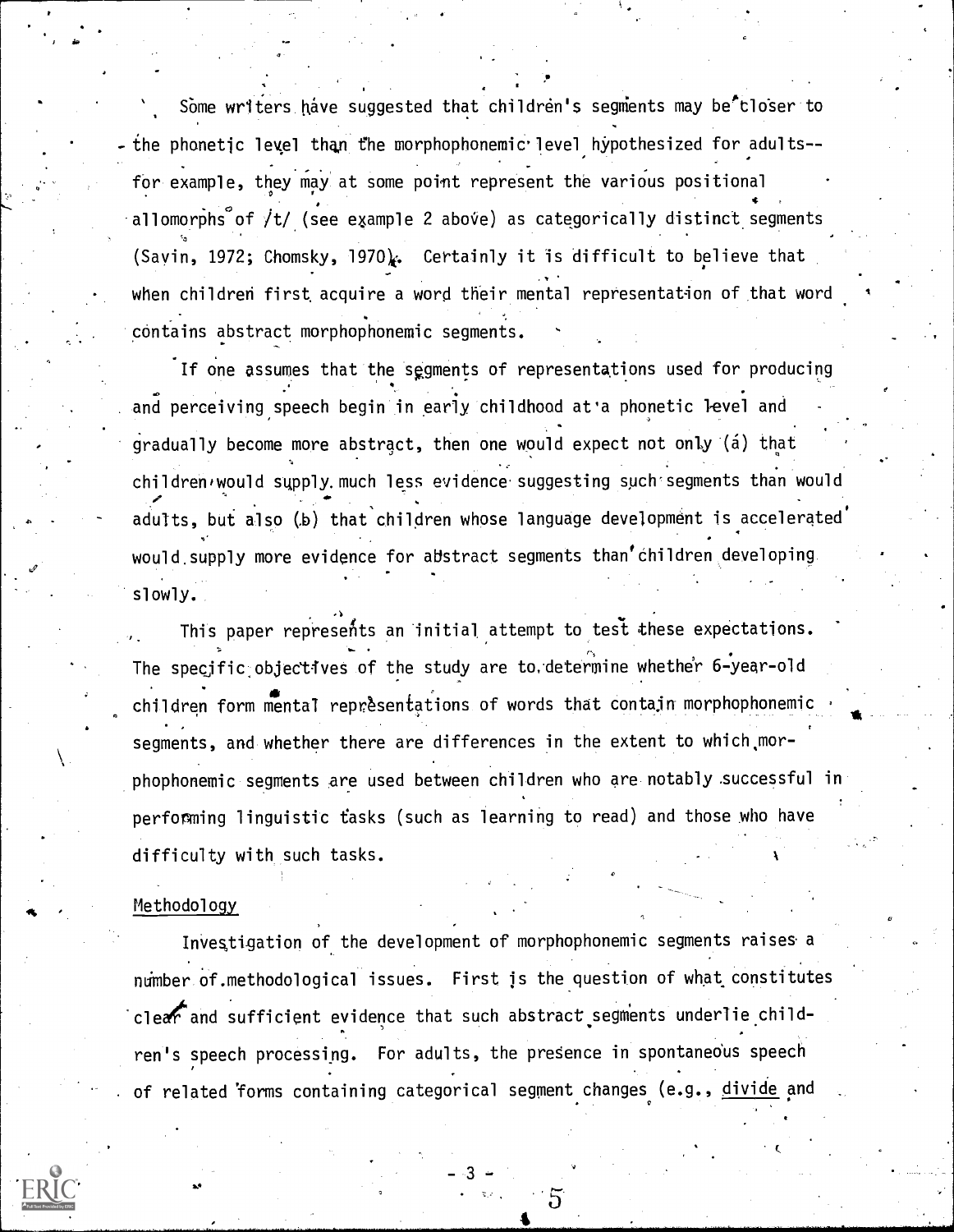Some writers have suggested that children's segments may be closer to the phonetic level than the morphophonemic level hypothesized for adults--for example, they may at some point represent the various positional allomorphs of /t/ (see example 2 above) as categorically distinct segments (Savin, 1972; Chomsky, 1970). Certainly it is difficult to believe that when children first acquire a word their mental representation of that word contains abstract morphophonemic segments.

If one assumes that the segments of representations used for producing and perceiving speech begin in early childhood at a phonetic level and gradually become more abstract, then one would expect not only (a) that children would supply much less evidence suggesting such segments than would adults, but also (b) that children whose language development is accelerated would supply more evidence for abstract segments than children developing slowly.

This paper represents an initial attempt to test these expectations. The specific objectives of the study are to determine whether 6-year-old children form mental representations of words that contain morphophonemic segments, and whether there are differences in the extent to which morphophonemic segments are used between children who are notably successful in performing linguistic tasks (such as learning to read) and those who have difficulty with such tasks.

## Methodology

Investigation of the development of morphophonemic segments raises a number of methodological issues. First is the question of what constitutes clear and sufficient evidence that such abstract segments underlie children's speech processing. For adults, the presence in spontaneous speech of related forms containing categorical segment changes (e.g., divide and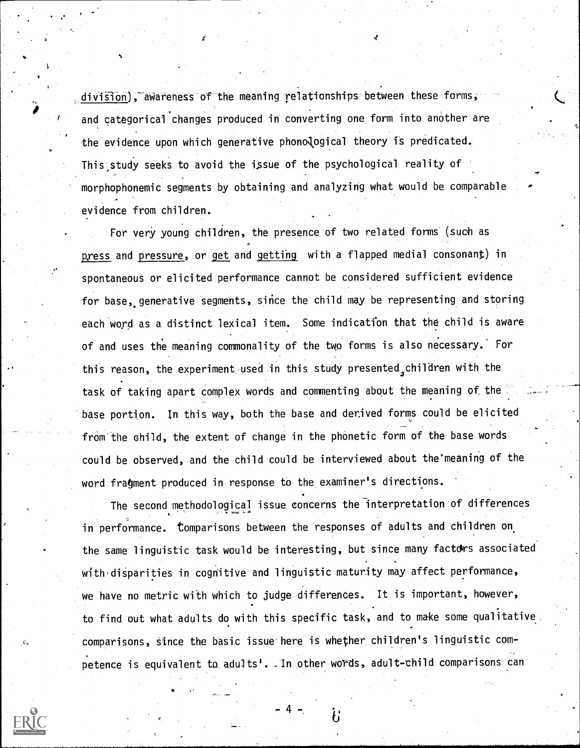division), awareness of the meaning relationships between these forms, and categorical changes produced in converting one form into another are the evidence upon which generative phonological theory is predicated. This study seeks to avoid the issue of the psychological reality of morphophonemic segments by obtaining and analyzing what would be comparable evidence from children.

For very young children, the presence of two related forms (such as _press_ and _pressure_, or _get_ and _getting_ with a flapped medial consonant) in spontaneous or elicited performance cannot be considered sufficient evidence for base, generative segments, since the child may be representing and storing each word as a distinct lexical item. Some indication that the child is aware of and uses the meaning commonality of the two forms is also necessary. For this reason, the experiment used in this study presented children with the task of taking apart complex words and commenting about the meaning of the base portion. In this way, both the base and derived forms could be elicited from the child, the extent of change in the phonetic form of the base words could be observed, and the child could be interviewed about the meaning of the word fragment produced in response to the examiner's directions.

The second methodological issue concerns the interpretation of differences in performance. Comparisons between the responses of adults and children on the same linguistic task would be interesting, but since many factors associated with disparities in cognitive and linguistic maturity may affect performance, we have no metric with which to judge differences. It is important, however, to find out what adults do with this specific task, and to make some qualitative comparisons, since the basic issue here is whether children's linguistic competence is equivalent to adults'. In other words, adult-child comparisons can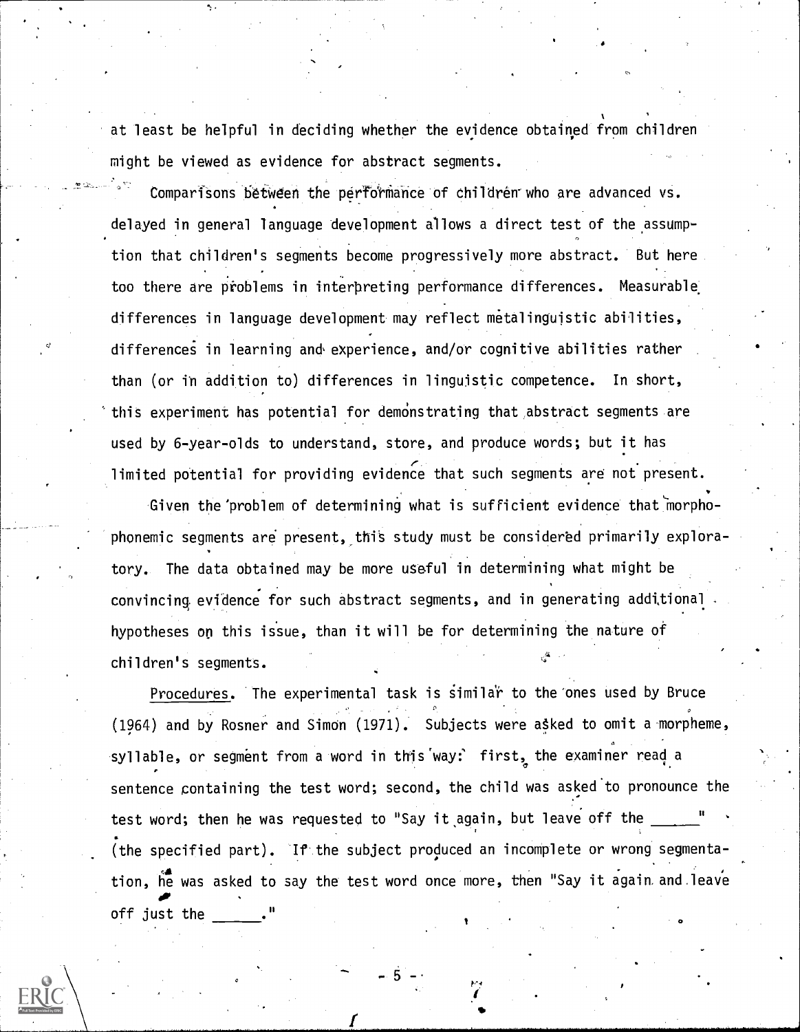at least be helpful in deciding whether the evidence obtained from children might be viewed as evidence for abstract segments.

Comparisons between the performance of children who are advanced vs. delayed in general language development allows a direct test of the assumption that children's segments become progressively more abstract. But here too there are problems in interpreting performance differences. Measurable differences in language development may reflect metalinguistic abilities, differences in learning and experience, and/or cognitive abilities rather than (or in addition to) differences in linguistic competence. In short, this experiment has potential for demonstrating that abstract segments are used by 6-year-olds to understand, store, and produce words; but it has limited potential for providing evidence that such segments are not present.

Given the problem of determining what is sufficient evidence that morphophonemic segments are present, this study must be considered primarily exploratory. The data obtained may be more useful in determining what might be convincing evidence for such abstract segments, and in generating additional hypotheses on this issue, than it will be for determining the nature of children's segments.

Procedures. The experimental task is similar to the ones used by Bruce (1964) and by Rosner and Simon (1971). Subjects were asked to omit a morpheme, syllable, or segment from a word in this way: first, the examiner read a sentence containing the test word; second, the child was asked to pronounce the test word; then he was requested to "Say it again, but leave off the ______" (the specified part). If the subject produced an incomplete or wrong segmentation, he was asked to say the test word once more, then "Say it again and leave off just the ______."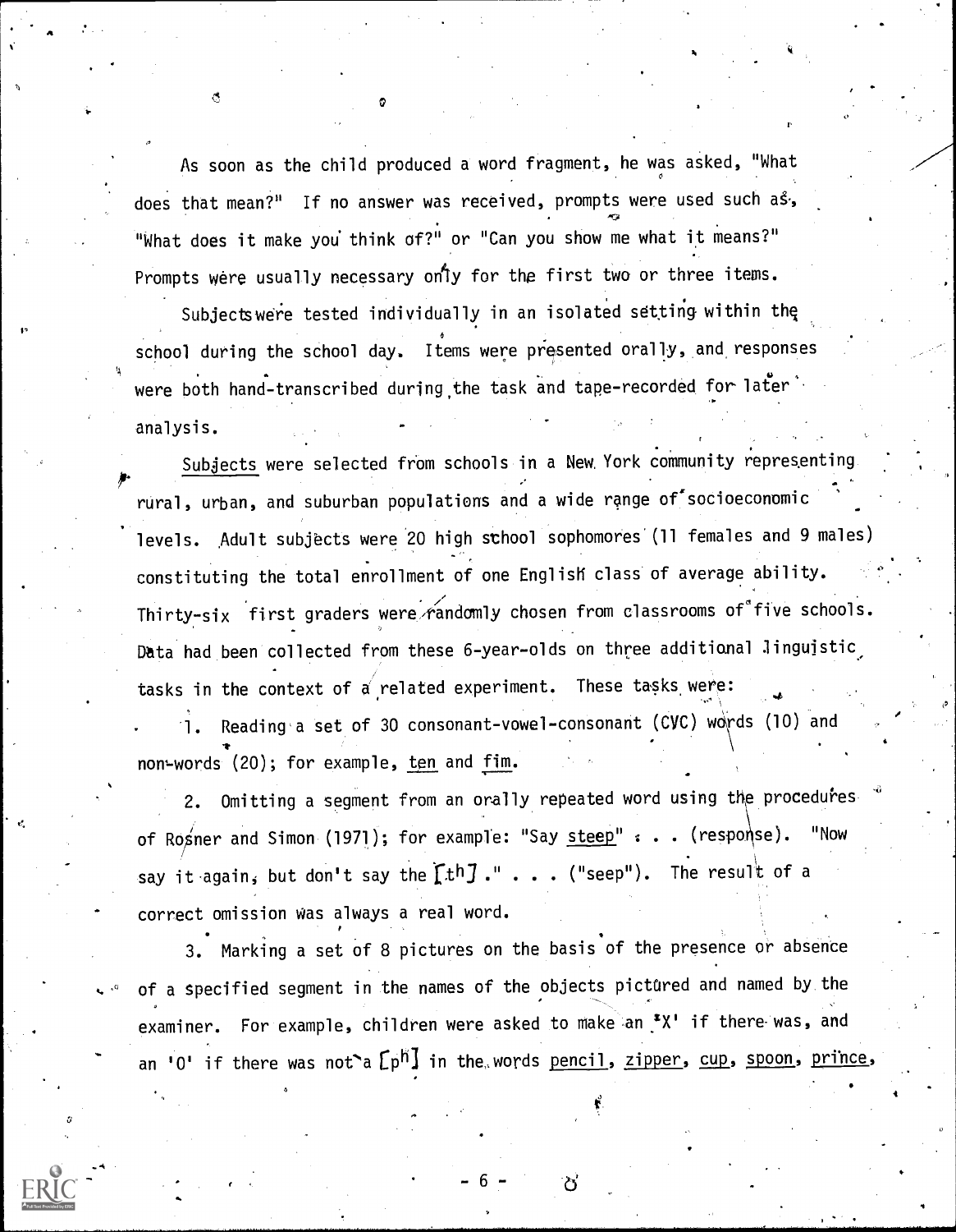As soon as the child produced a word fragment, he was asked, "What does that mean?" If no answer was received, prompts were used such as, "What does it make you think of?" or "Can you show me what it means?" Prompts were usually necessary only for the first two or three items.

Subjects were tested individually in an isolated setting within the school during the school day. Items were presented orally, and responses were both hand-transcribed during the task and tape-recorded for later analysis.

<u>Subjects</u> were selected from schools in a New York community representing rural, urban, and suburban populations and a wide range of socioeconomic levels. Adult subjects were 20 high school sophomores (11 females and 9 males) constituting the total enrollment of one English class of average ability. Thirty-six first graders were randomly chosen from classrooms of five schools. Data had been collected from these 6-year-olds on three additional linguistic tasks in the context of a related experiment. These tasks were:

1. Reading a set of 30 consonant-vowel-consonant (CVC) words (10) and non-words (20); for example, <u>ten</u> and <u>fim</u>.

2. Omitting a segment from an orally repeated word using the procedures of Rosner and Simon (1971); for example: "Say <u>steep</u>" . . . (response). "Now say it again, but don't say the [tʰ]." . . . ("seep"). The result of a correct omission was always a real word.

3. Marking a set of 8 pictures on the basis of the presence or absence of a specified segment in the names of the objects pictured and named by the examiner. For example, children were asked to make an 'X' if there was, and an 'O' if there was not a [pʰ] in the words <u>pencil</u>, <u>zipper</u>, <u>cup</u>, <u>spoon</u>, <u>prince</u>,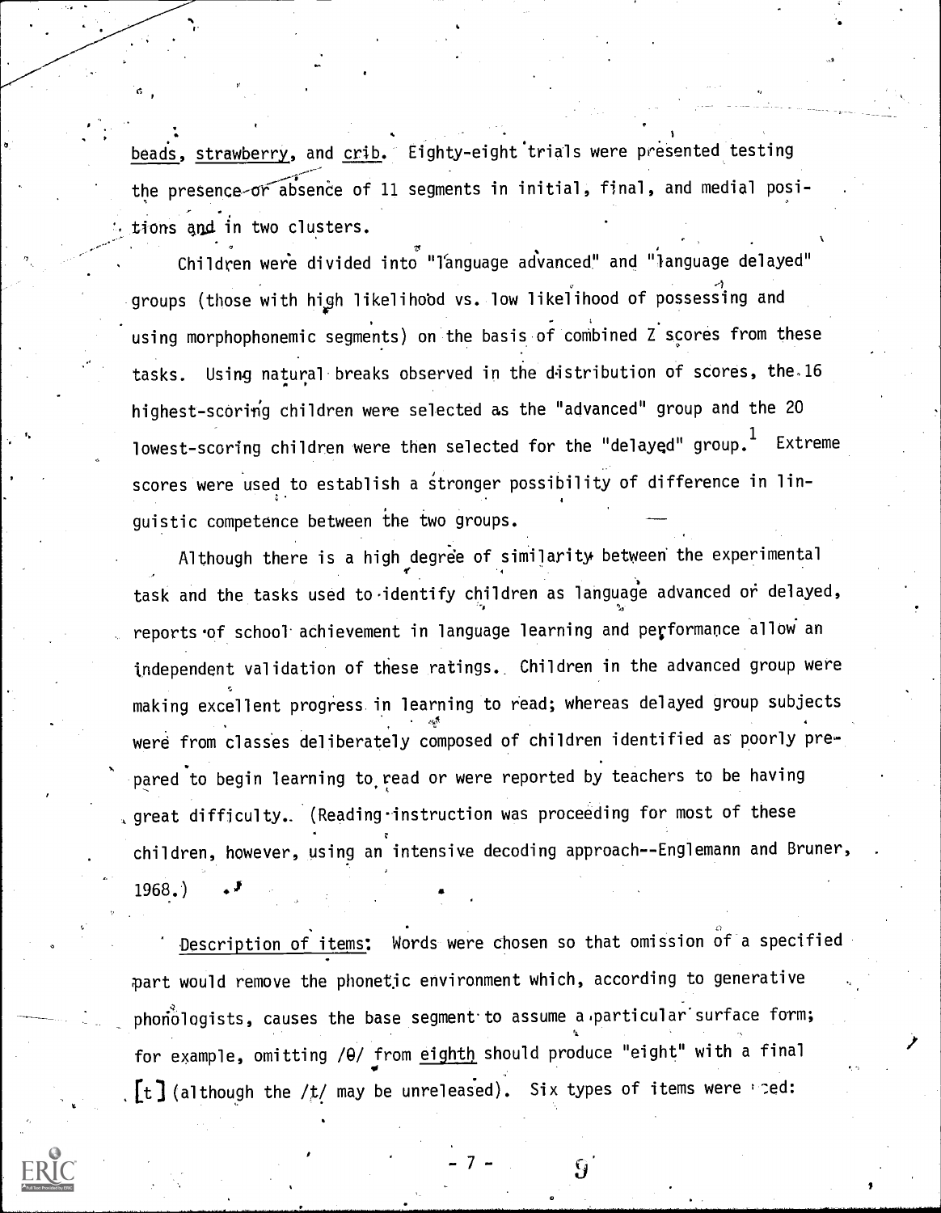beads, strawberry, and crib. Eighty-eight trials were presented testing the presence or absence of 11 segments in initial, final, and medial positions and in two clusters.

Children were divided into "language advanced" and "language delayed" groups (those with high likelihood vs. low likelihood of possessing and using morphophonemic segments) on the basis of combined Z scores from these tasks. Using natural breaks observed in the distribution of scores, the 16 highest-scoring children were selected as the "advanced" group and the 20 lowest-scoring children were then selected for the "delayed" group.[1] Extreme scores were used to establish a stronger possibility of difference in linguistic competence between the two groups.

Although there is a high degree of similarity between the experimental task and the tasks used to identify children as language advanced or delayed, reports of school achievement in language learning and performance allow an independent validation of these ratings. Children in the advanced group were making excellent progress in learning to read; whereas delayed group subjects were from classes deliberately composed of children identified as poorly prepared to begin learning to read or were reported by teachers to be having great difficulty. (Reading instruction was proceeding for most of these children, however, using an intensive decoding approach--Englemann and Bruner, 1968.)

Description of items: Words were chosen so that omission of a specified part would remove the phonetic environment which, according to generative phonologists, causes the base segment to assume a particular surface form; for example, omitting /θ/ from eighth should produce "eight" with a final [t] (although the /t/ may be unreleased). Six types of items were used: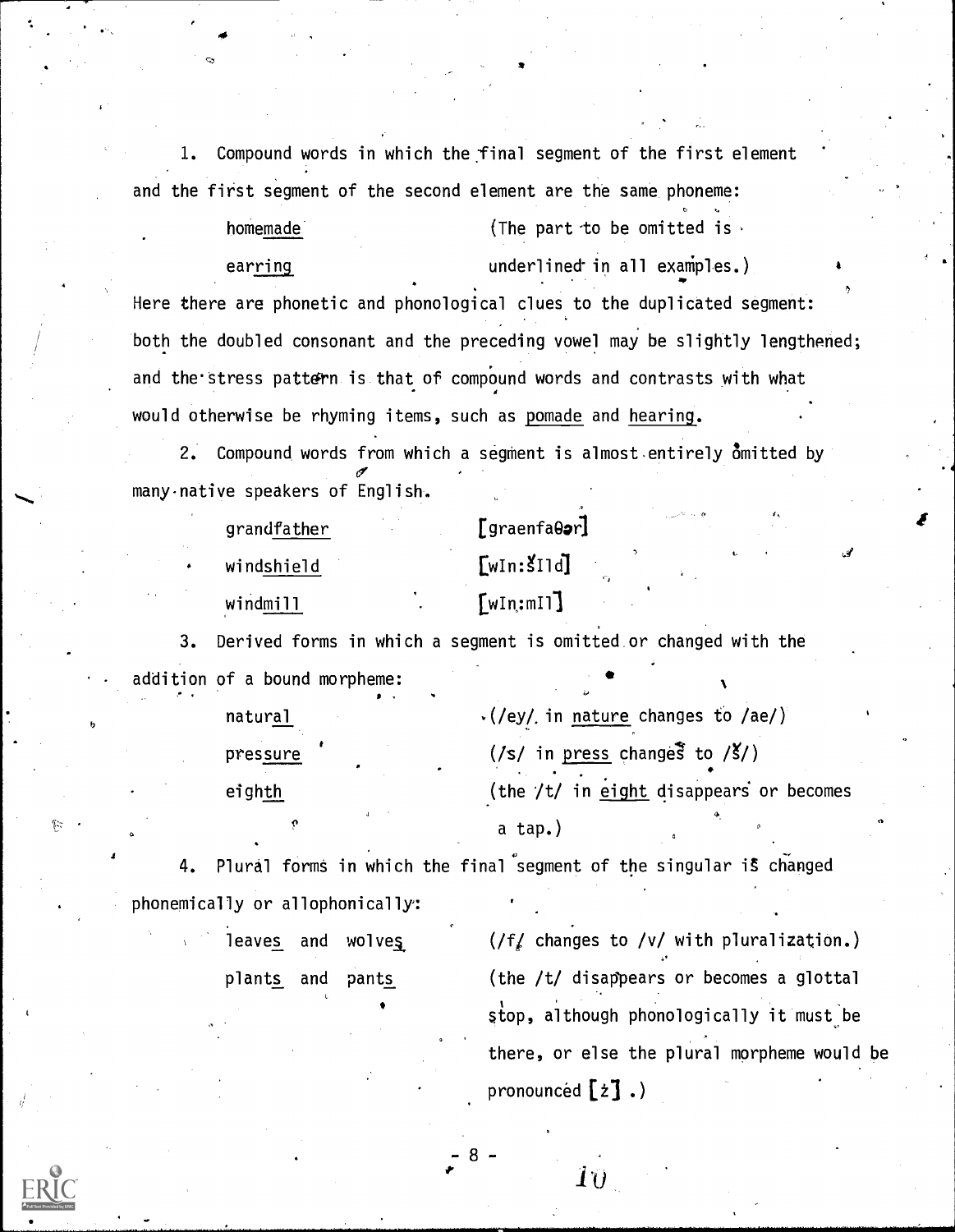1. Compound words in which the final segment of the first element and the first segment of the second element are the same phoneme:

| | |
|---|---|
| home<u>m</u>ade | (The part to be omitted is |
| ea<u>r</u>ring | underlined in all examples.) |

Here there are phonetic and phonological clues to the duplicated segment: both the doubled consonant and the preceding vowel may be slightly lengthened; and the stress pattern is that of compound words and contrasts with what would otherwise be rhyming items, such as pomade and hearing.

2. Compound words from which a segment is almost entirely omitted by many native speakers of English.

| | |
|---|---|
| gran<u>d</u>father | [graenfaθər] |
| win<u>d</u>shield | [wIn:šIld] |
| win<u>d</u>mill | [wIn:mIl] |

3. Derived forms in which a segment is omitted or changed with the addition of a bound morpheme:

| | |
|---|---|
| natural | (/ey/ in nature changes to /ae/) |
| pressure | (/s/ in press changes to /š/) |
| eighth | (the /t/ in eight disappears or becomes a tap.) |

4. Plural forms in which the final segment of the singular is changed phonemically or allophonically:

| | |
|---|---|
| leaves and wolves | (/f/ changes to /v/ with pluralization.) |
| plants and pants | (the /t/ disappears or becomes a glottal stop, although phonologically it must be there, or else the plural morpheme would be pronounced [z].) |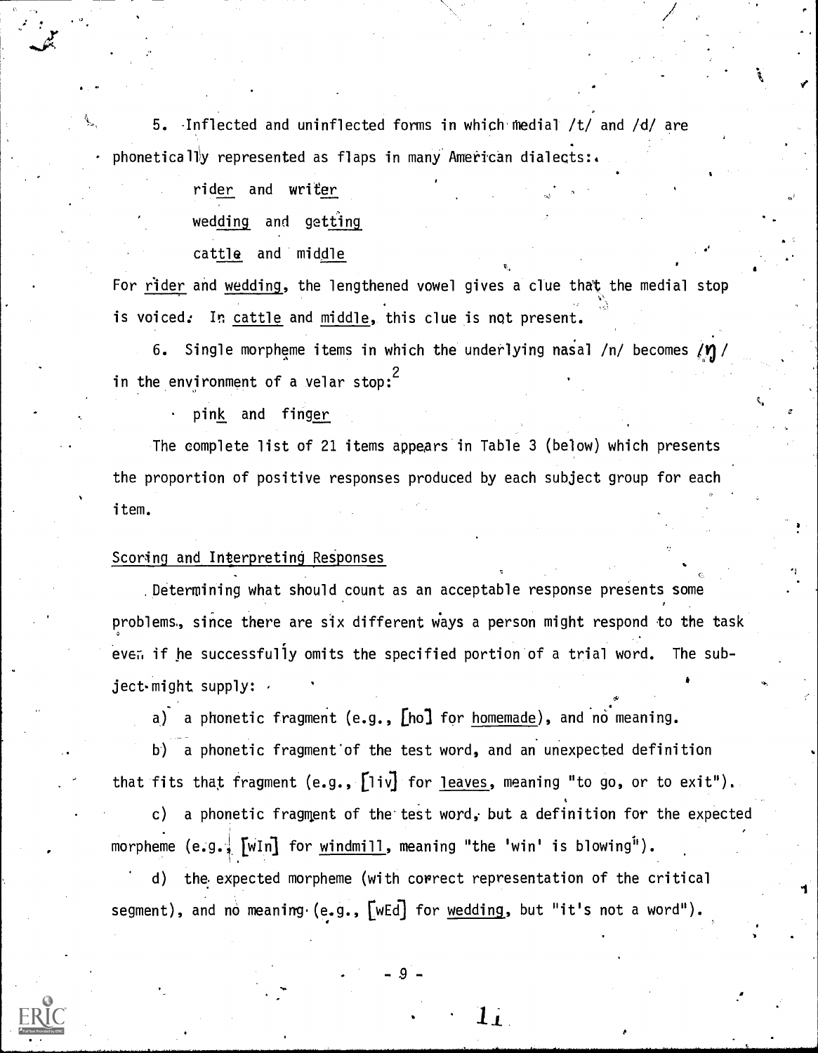5. Inflected and uninflected forms in which medial /t/ and /d/ are phonetically represented as flaps in many American dialects:

rid<u>er</u> and writ<u>er</u>

wed<u>ding</u> and get<u>ting</u>

cat<u>tle</u> and mid<u>dle</u>

For <u>rider</u> and <u>wedding</u>, the lengthened vowel gives a clue that the medial stop is voiced. In <u>cattle</u> and <u>middle</u>, this clue is not present.

6. Single morpheme items in which the underlying nasal /n/ becomes /ŋ/ in the environment of a velar stop:[2]

pin<u>k</u> and fin<u>ger</u>

The complete list of 21 items appears in Table 3 (below) which presents the proportion of positive responses produced by each subject group for each item.

## Scoring and Interpreting Responses

Determining what should count as an acceptable response presents some problems, since there are six different ways a person might respond to the task even if he successfully omits the specified portion of a trial word. The subject might supply:

a) a phonetic fragment (e.g., [ho] for <u>homemade</u>), and no meaning.

b) a phonetic fragment of the test word, and an unexpected definition that fits that fragment (e.g., [liv] for <u>leaves</u>, meaning "to go, or to exit").

c) a phonetic fragment of the test word, but a definition for the expected morpheme (e.g., [wIn] for <u>windmill</u>, meaning "the 'win' is blowing").

d) the expected morpheme (with correct representation of the critical segment), and no meaning (e.g., [wEd] for <u>wedding</u>, but "it's not a word").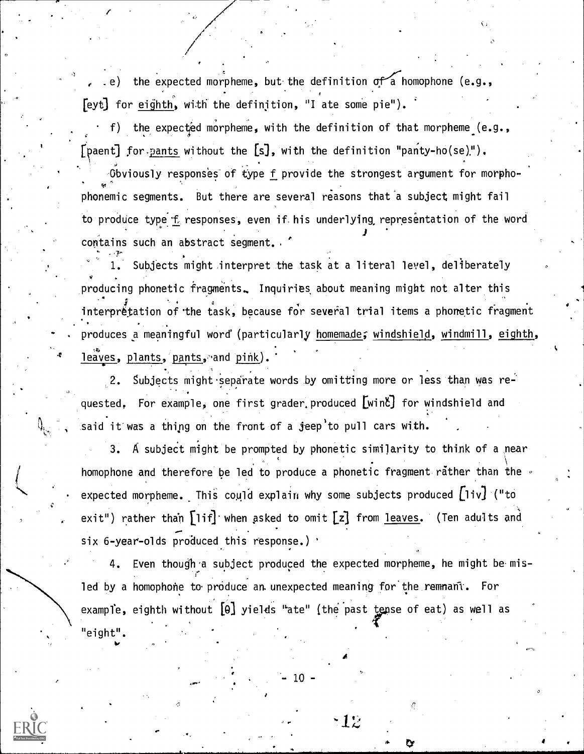e) the expected morpheme, but the definition of a homophone (e.g., [eyt] for eighth, with the definition, "I ate some pie").

f) the expected morpheme, with the definition of that morpheme (e.g., [paent] for pants without the [s], with the definition "panty-ho(se)").

Obviously responses of type *f* provide the strongest argument for morphophonemic segments. But there are several reasons that a subject might fail to produce type *f* responses, even if his underlying representation of the word contains such an abstract segment.

1. Subjects might interpret the task at a literal level, deliberately producing phonetic fragments. Inquiries about meaning might not alter this interpretation of the task, because for several trial items a phonetic fragment produces a meaningful word (particularly homemade; windshield, windmill, eighth, leaves, plants, pants, and pink).

2. Subjects might separate words by omitting more or less than was requested. For example, one first grader produced [winč] for windshield and said it was a thing on the front of a jeep to pull cars with.

3. A subject might be prompted by phonetic similarity to think of a near homophone and therefore be led to produce a phonetic fragment rather than the expected morpheme. This could explain why some subjects produced [liv] ("to exit") rather than [lif] when asked to omit [z] from leaves. (Ten adults and six 6-year-olds produced this response.)

4. Even though a subject produced the expected morpheme, he might be misled by a homophone to produce an unexpected meaning for the remnant. For example, eighth without [θ] yields "ate" (the past tense of eat) as well as "eight".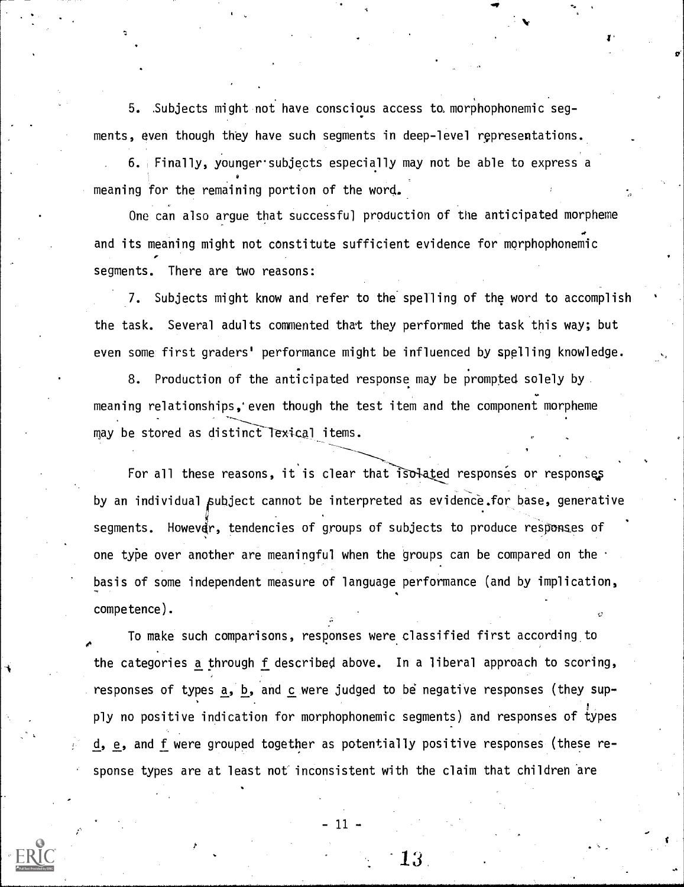5. Subjects might not have conscious access to morphophonemic segments, even though they have such segments in deep-level representations.

6. Finally, younger subjects especially may not be able to express a meaning for the remaining portion of the word.

One can also argue that successful production of the anticipated morpheme and its meaning might not constitute sufficient evidence for morphophonemic segments. There are two reasons:

7. Subjects might know and refer to the spelling of the word to accomplish the task. Several adults commented that they performed the task this way; but even some first graders' performance might be influenced by spelling knowledge.

8. Production of the anticipated response may be prompted solely by meaning relationships, even though the test item and the component morpheme may be stored as distinct lexical items.

For all these reasons, it is clear that isolated responses or responses by an individual subject cannot be interpreted as evidence for base, generative segments. However, tendencies of groups of subjects to produce responses of one type over another are meaningful when the groups can be compared on the basis of some independent measure of language performance (and by implication, competence).

To make such comparisons, responses were classified first according to the categories _a_ through _f_ described above. In a liberal approach to scoring, responses of types _a_, _b_, and _c_ were judged to be negative responses (they supply no positive indication for morphophonemic segments) and responses of types _d_, _e_, and _f_ were grouped together as potentially positive responses (these response types are at least not inconsistent with the claim that children are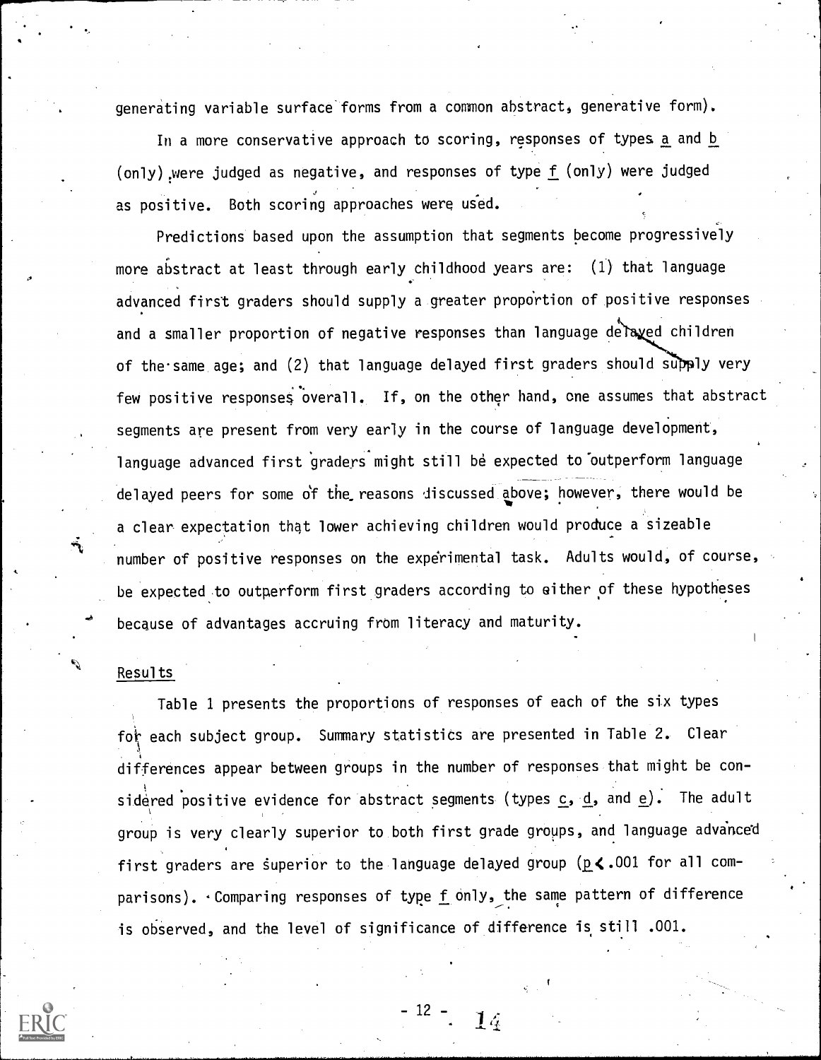generating variable surface forms from a common abstract, generative form).

In a more conservative approach to scoring, responses of types _a_ and _b_ (only) were judged as negative, and responses of type _f_ (only) were judged as positive. Both scoring approaches were used.

Predictions based upon the assumption that segments become progressively more abstract at least through early childhood years are: (1) that language advanced first graders should supply a greater proportion of positive responses and a smaller proportion of negative responses than language delayed children of the same age; and (2) that language delayed first graders should supply very few positive responses overall. If, on the other hand, one assumes that abstract segments are present from very early in the course of language development, language advanced first graders might still be expected to outperform language delayed peers for some of the reasons discussed above; however, there would be a clear expectation that lower achieving children would produce a sizeable number of positive responses on the experimental task. Adults would, of course, be expected to outperform first graders according to either of these hypotheses because of advantages accruing from literacy and maturity.

## Results

Table 1 presents the proportions of responses of each of the six types for each subject group. Summary statistics are presented in Table 2. Clear differences appear between groups in the number of responses that might be considered positive evidence for abstract segments (types _c_, _d_, and _e_). The adult group is very clearly superior to both first grade groups, and language advanced first graders are superior to the language delayed group ($p < .001$ for all comparisons). Comparing responses of type _f_ only, the same pattern of difference is observed, and the level of significance of difference is still .001.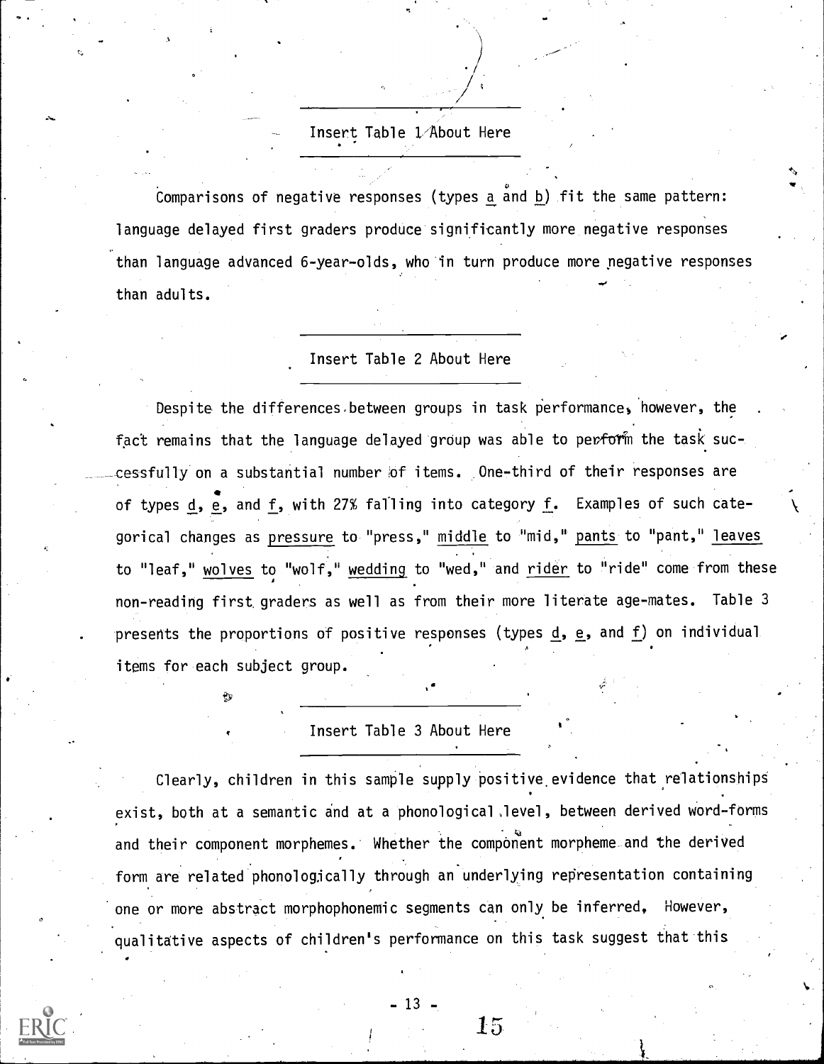Insert Table 1 About Here

Comparisons of negative responses (types a and b) fit the same pattern: language delayed first graders produce significantly more negative responses than language advanced 6-year-olds, who in turn produce more negative responses than adults.

Insert Table 2 About Here

Despite the differences between groups in task performance, however, the fact remains that the language delayed group was able to perform the task successfully on a substantial number of items. One-third of their responses are of types d, e, and f, with 27% falling into category f. Examples of such categorical changes as pressure to "press," middle to "mid," pants to "pant," leaves to "leaf," wolves to "wolf," wedding to "wed," and rider to "ride" come from these non-reading first graders as well as from their more literate age-mates. Table 3 presents the proportions of positive responses (types d, e, and f) on individual items for each subject group.

Insert Table 3 About Here

Clearly, children in this sample supply positive evidence that relationships exist, both at a semantic and at a phonological level, between derived word-forms and their component morphemes. Whether the component morpheme and the derived form are related phonologically through an underlying representation containing one or more abstract morphophonemic segments can only be inferred. However, qualitative aspects of children's performance on this task suggest that this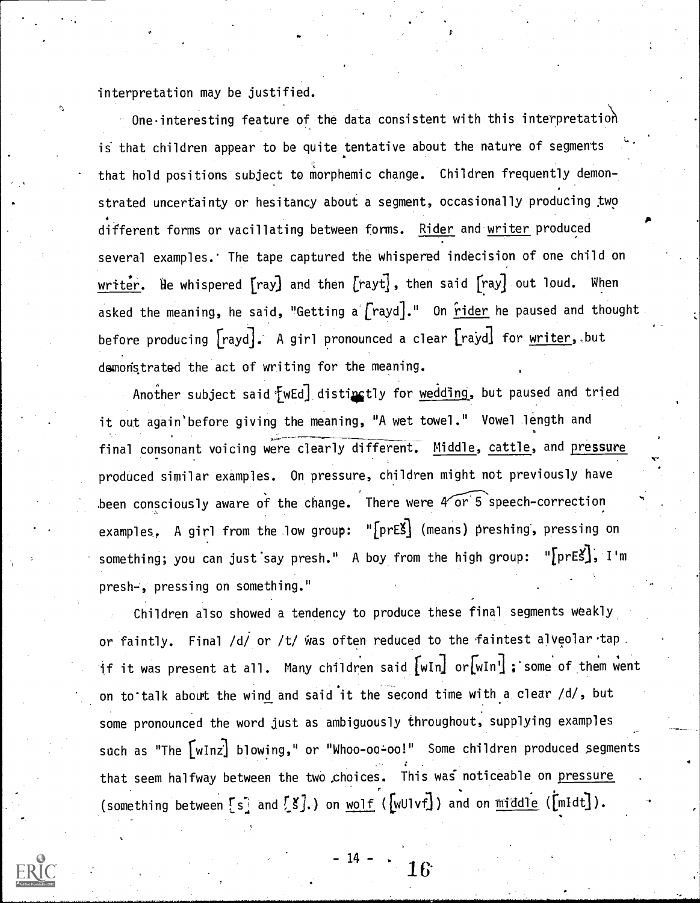interpretation may be justified.

One interesting feature of the data consistent with this interpretation is that children appear to be quite tentative about the nature of segments that hold positions subject to morphemic change. Children frequently demonstrated uncertainty or hesitancy about a segment, occasionally producing two different forms or vacillating between forms. <u>Rider</u> and <u>writer</u> produced several examples. The tape captured the whispered indecision of one child on <u>writer</u>. He whispered [ray] and then [rayt], then said [ray] out loud. When asked the meaning, he said, "Getting a [rayd]." On <u>rider</u> he paused and thought before producing [rayd]. A girl pronounced a clear [rayd] for <u>writer</u>, but demonstrated the act of writing for the meaning.

Another subject said [wEd] distinctly for <u>wedding</u>, but paused and tried it out again before giving the meaning, "A wet towel." Vowel length and final consonant voicing were clearly different. <u>Middle</u>, <u>cattle</u>, and <u>pressure</u> produced similar examples. On pressure, children might not previously have been consciously aware of the change. There were 4 or 5 speech-correction examples. A girl from the low group: "[prEš] (means) preshing, pressing on something; you can just say presh." A boy from the high group: "[prEš], I'm presh-, pressing on something."

Children also showed a tendency to produce these final segments weakly or faintly. Final /d/ or /t/ was often reduced to the faintest alveolar tap if it was present at all. Many children said [wIn] or [wIn']; some of them went on to talk about the wind and said it the second time with a clear /d/, but some pronounced the word just as ambiguously throughout, supplying examples such as "The [wInz] blowing," or "Whoo-oo-oo!" Some children produced segments that seem halfway between the two choices. This was noticeable on <u>pressure</u> (something between [s] and [š].) on <u>wolf</u> ([wUlvf]) and on <u>middle</u> ([mIdt]).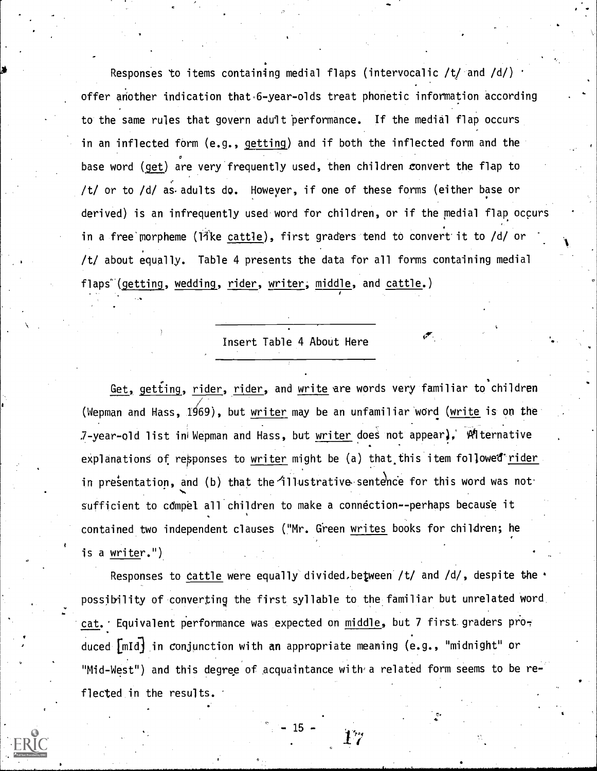Responses to items containing medial flaps (intervocalic /t/ and /d/) offer another indication that 6-year-olds treat phonetic information according to the same rules that govern adult performance. If the medial flap occurs in an inflected form (e.g., _getting_) and if both the inflected form and the base word (_get_) are very frequently used, then children convert the flap to /t/ or to /d/ as adults do. However, if one of these forms (either base or derived) is an infrequently used word for children, or if the medial flap occurs in a free morpheme (like _cattle_), first graders tend to convert it to /d/ or /t/ about equally. Table 4 presents the data for all forms containing medial flaps (_getting_, _wedding_, _rider_, _writer_, _middle_, and _cattle_.)

Insert Table 4 About Here

_Get_, _getting_, _rider_, _rider_, and _write_ are words very familiar to children (Wepman and Hass, 1969), but _writer_ may be an unfamiliar word (_write_ is on the 7-year-old list in Wepman and Hass, but _writer_ does not appear). Alternative explanations of responses to _writer_ might be (a) that this item followed _rider_ in presentation, and (b) that the illustrative sentence for this word was not sufficient to compel all children to make a connection--perhaps because it contained two independent clauses ("Mr. Green _writes_ books for children; he is a _writer_.")

Responses to _cattle_ were equally divided between /t/ and /d/, despite the possibility of converting the first syllable to the familiar but unrelated word _cat_. Equivalent performance was expected on _middle_, but 7 first graders produced [mId] in conjunction with an appropriate meaning (e.g., "midnight" or "Mid-West") and this degree of acquaintance with a related form seems to be reflected in the results.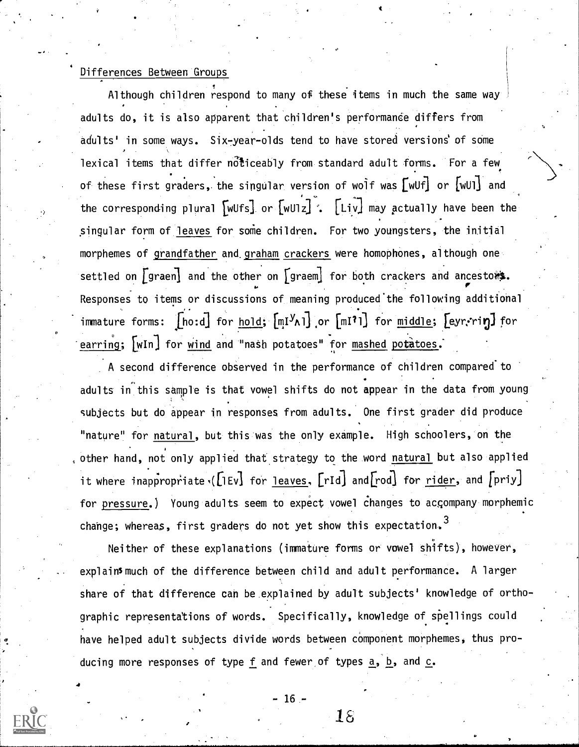Differences Between Groups

Although children respond to many of these items in much the same way adults do, it is also apparent that children's performance differs from adults' in some ways. Six-year-olds tend to have stored versions of some lexical items that differ noticeably from standard adult forms. For a few of these first graders, the singular version of wolf was [wUf] or [wUl] and the corresponding plural [wUfs] or [wUlz]. [Liv] may actually have been the singular form of leaves for some children. For two youngsters, the initial morphemes of grandfather and graham crackers were homophones, although one settled on [graen] and the other on [graem] for both crackers and ancestors. Responses to items or discussions of meaning produced the following additional immature forms: [ho:d] for hold; [mI$^{y}$ʌl] or [mIʔl] for middle; [eyr-riŋ] for earring; [wIn] for wind and "nash potatoes" for mashed potatoes.

A second difference observed in the performance of children compared to adults in this sample is that vowel shifts do not appear in the data from young subjects but do appear in responses from adults. One first grader did produce "nature" for natural, but this was the only example. High schoolers, on the other hand, not only applied that strategy to the word natural but also applied it where inappropriate ([lEv] for leaves, [rId] and [rod] for rider, and [priy] for pressure.) Young adults seem to expect vowel changes to accompany morphemic change; whereas, first graders do not yet show this expectation.[3]

Neither of these explanations (immature forms or vowel shifts), however, explains much of the difference between child and adult performance. A larger share of that difference can be explained by adult subjects' knowledge of orthographic representations of words. Specifically, knowledge of spellings could have helped adult subjects divide words between component morphemes, thus producing more responses of type f and fewer of types a, b, and c.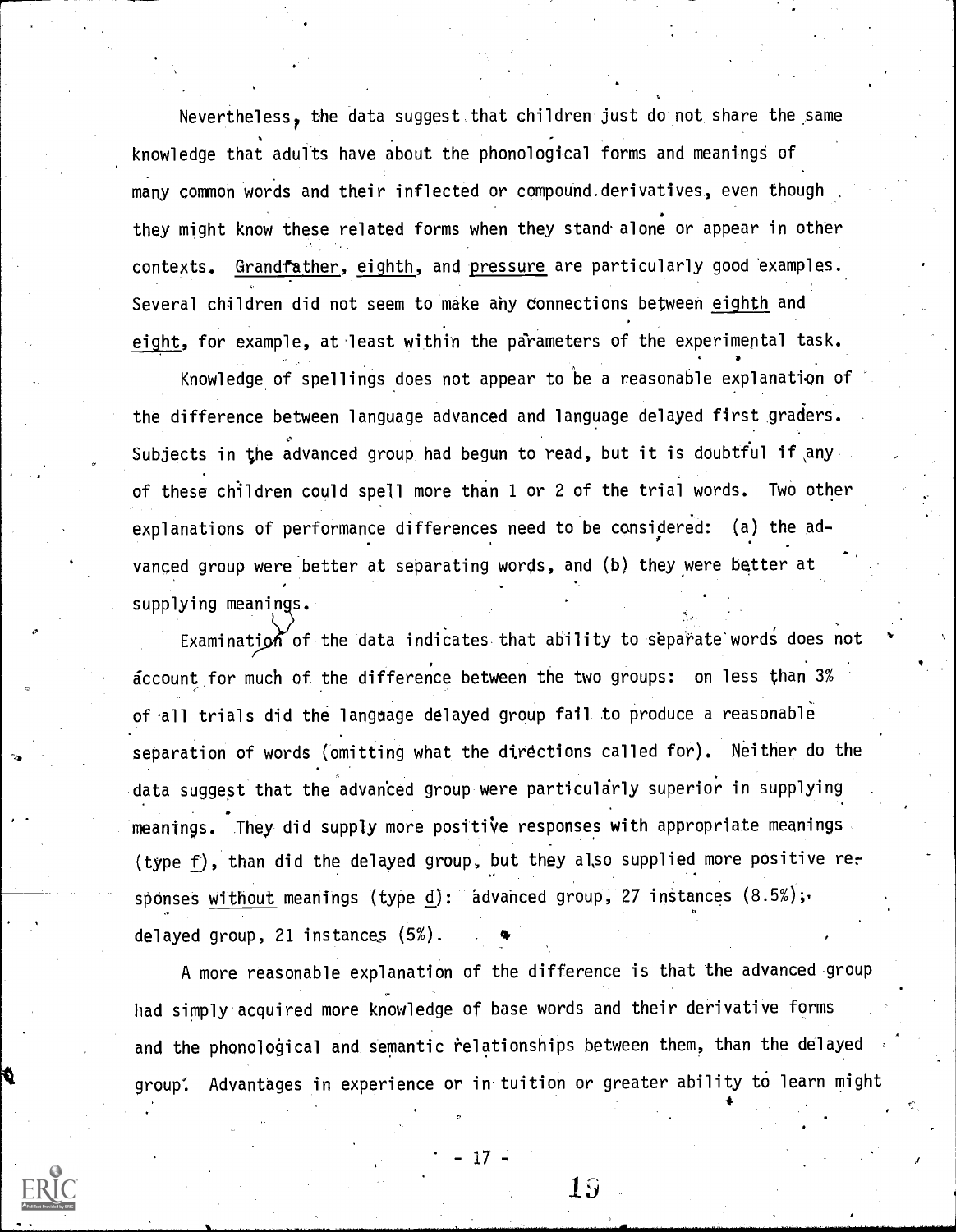Nevertheless, the data suggest that children just do not share the same knowledge that adults have about the phonological forms and meanings of many common words and their inflected or compound derivatives, even though they might know these related forms when they stand alone or appear in other contexts. Grandfather, eighth, and pressure are particularly good examples. Several children did not seem to make any connections between eighth and eight, for example, at least within the parameters of the experimental task.

Knowledge of spellings does not appear to be a reasonable explanation of the difference between language advanced and language delayed first graders. Subjects in the advanced group had begun to read, but it is doubtful if any of these children could spell more than 1 or 2 of the trial words. Two other explanations of performance differences need to be considered: (a) the advanced group were better at separating words, and (b) they were better at supplying meanings.

Examination of the data indicates that ability to separate words does not account for much of the difference between the two groups: on less than 3% of all trials did the language delayed group fail to produce a reasonable separation of words (omitting what the directions called for). Neither do the data suggest that the advanced group were particularly superior in supplying meanings. They did supply more positive responses with appropriate meanings (type f), than did the delayed group, but they also supplied more positive responses *without* meanings (type d): advanced group, 27 instances (8.5%); delayed group, 21 instances (5%).

A more reasonable explanation of the difference is that the advanced group had simply acquired more knowledge of base words and their derivative forms and the phonological and semantic relationships between them, than the delayed group. Advantages in experience or in tuition or greater ability to learn might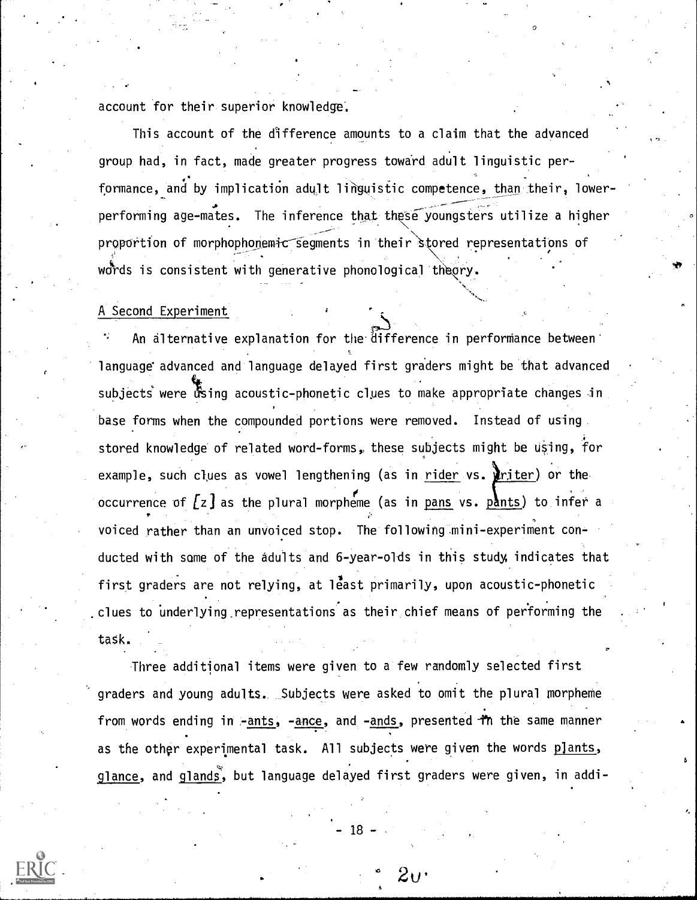account for their superior knowledge.

This account of the difference amounts to a claim that the advanced group had, in fact, made greater progress toward adult linguistic performance, and by implication adult linguistic competence, than their, lower-performing age-mates. The inference that these youngsters utilize a higher proportion of morphophonemic segments in their stored representations of words is consistent with generative phonological theory.

## A Second Experiment

An alternative explanation for the difference in performance between language advanced and language delayed first graders might be that advanced subjects were using acoustic-phonetic clues to make appropriate changes in base forms when the compounded portions were removed. Instead of using stored knowledge of related word-forms, these subjects might be using, for example, such clues as vowel lengthening (as in _rider_ vs. _writer_) or the occurrence of [z] as the plural morpheme (as in _pans_ vs. _pants_) to infer a voiced rather than an unvoiced stop. The following mini-experiment conducted with some of the adults and 6-year-olds in this study indicates that first graders are not relying, at least primarily, upon acoustic-phonetic clues to underlying representations as their chief means of performing the task.

Three additional items were given to a few randomly selected first graders and young adults. Subjects were asked to omit the plural morpheme from words ending in _-ants_, _-ance_, and _-ands_, presented in the same manner as the other experimental task. All subjects were given the words _plants_, _glance_, and _glands_, but language delayed first graders were given, in addi-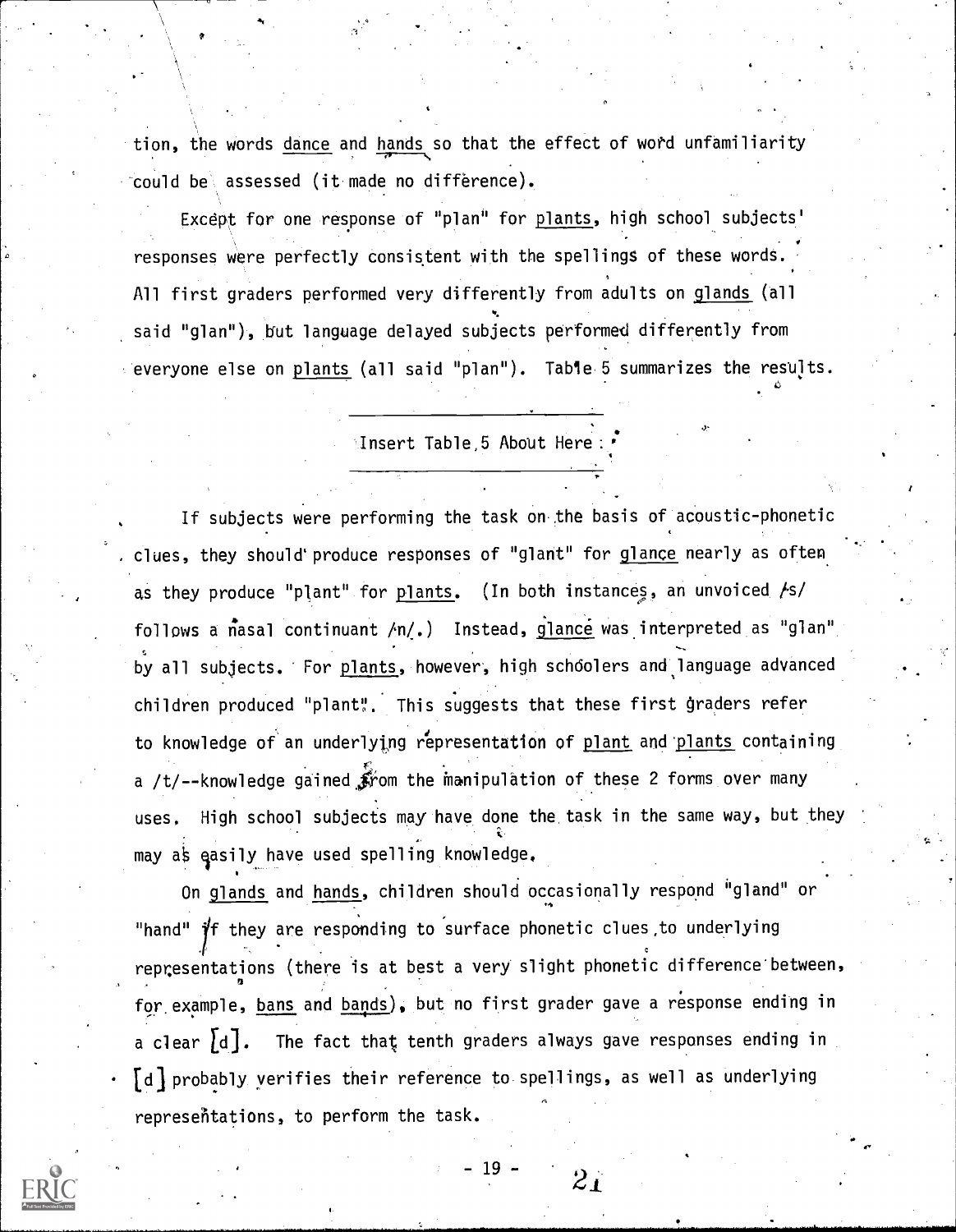tion, the words dance and hands so that the effect of word unfamiliarity could be assessed (it made no difference).

Except for one response of "plan" for plants, high school subjects' responses were perfectly consistent with the spellings of these words. All first graders performed very differently from adults on glands (all said "glan"), but language delayed subjects performed differently from everyone else on plants (all said "plan"). Table 5 summarizes the results.

Insert Table 5 About Here

If subjects were performing the task on the basis of acoustic-phonetic clues, they should produce responses of "glant" for glance nearly as often as they produce "plant" for plants. (In both instances, an unvoiced /s/ follows a nasal continuant /n/.) Instead, glance was interpreted as "glan" by all subjects. For plants, however, high schoolers and language advanced children produced "plant". This suggests that these first graders refer to knowledge of an underlying representation of plant and plants containing a /t/--knowledge gained from the manipulation of these 2 forms over many uses. High school subjects may have done the task in the same way, but they may as easily have used spelling knowledge.

On glands and hands, children should occasionally respond "gland" or "hand" if they are responding to surface phonetic clues to underlying representations (there is at best a very slight phonetic difference between, for example, bans and bands), but no first grader gave a response ending in a clear [d]. The fact that tenth graders always gave responses ending in [d] probably verifies their reference to spellings, as well as underlying representations, to perform the task.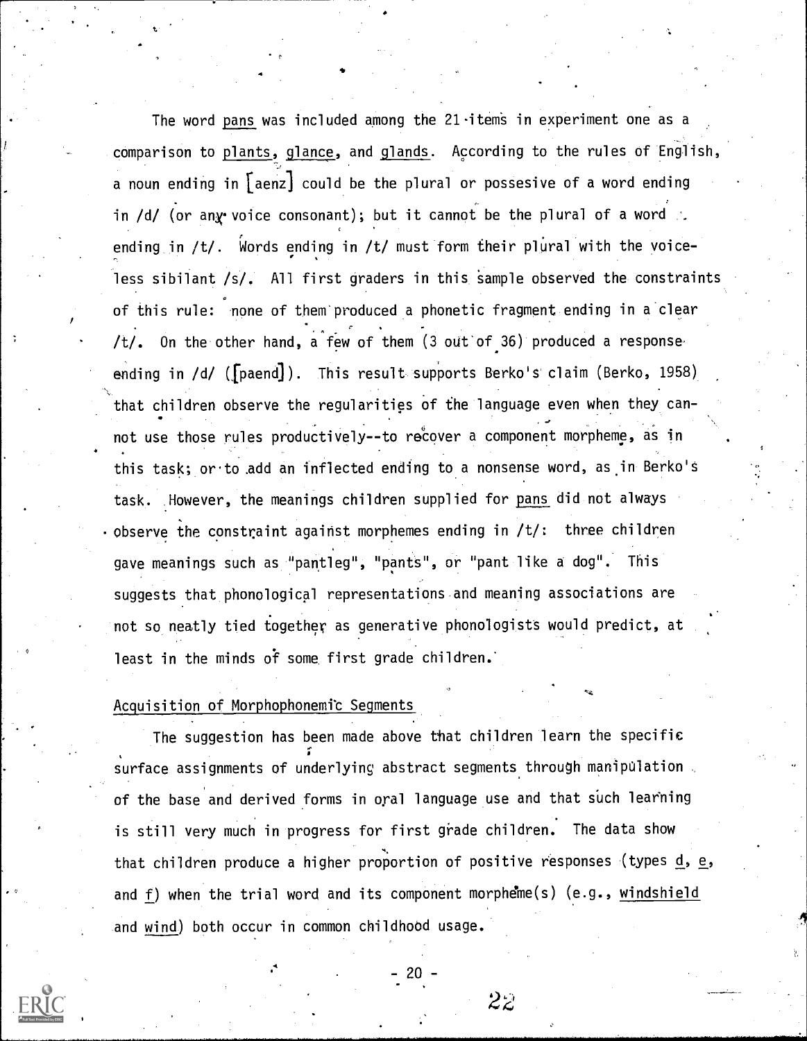The word pans was included among the 21 items in experiment one as a comparison to plants, glance, and glands. According to the rules of English, a noun ending in [aenz] could be the plural or possesive of a word ending in /d/ (or any voice consonant); but it cannot be the plural of a word ending in /t/. Words ending in /t/ must form their plural with the voiceless sibilant /s/. All first graders in this sample observed the constraints of this rule: none of them produced a phonetic fragment ending in a clear /t/. On the other hand, a few of them (3 out of 36) produced a response ending in /d/ ([paend]). This result supports Berko's claim (Berko, 1958) that children observe the regularities of the language even when they cannot use those rules productively--to recover a component morpheme, as in this task; or to add an inflected ending to a nonsense word, as in Berko's task. However, the meanings children supplied for pans did not always observe the constraint against morphemes ending in /t/: three children gave meanings such as "pantleg", "pants", or "pant like a dog". This suggests that phonological representations and meaning associations are not so neatly tied together as generative phonologists would predict, at least in the minds of some first grade children.

## Acquisition of Morphophonemic Segments

The suggestion has been made above that children learn the specific surface assignments of underlying abstract segments through manipulation of the base and derived forms in oral language use and that such learning is still very much in progress for first grade children. The data show that children produce a higher proportion of positive responses (types d, e, and f) when the trial word and its component morpheme(s) (e.g., windshield and wind) both occur in common childhood usage.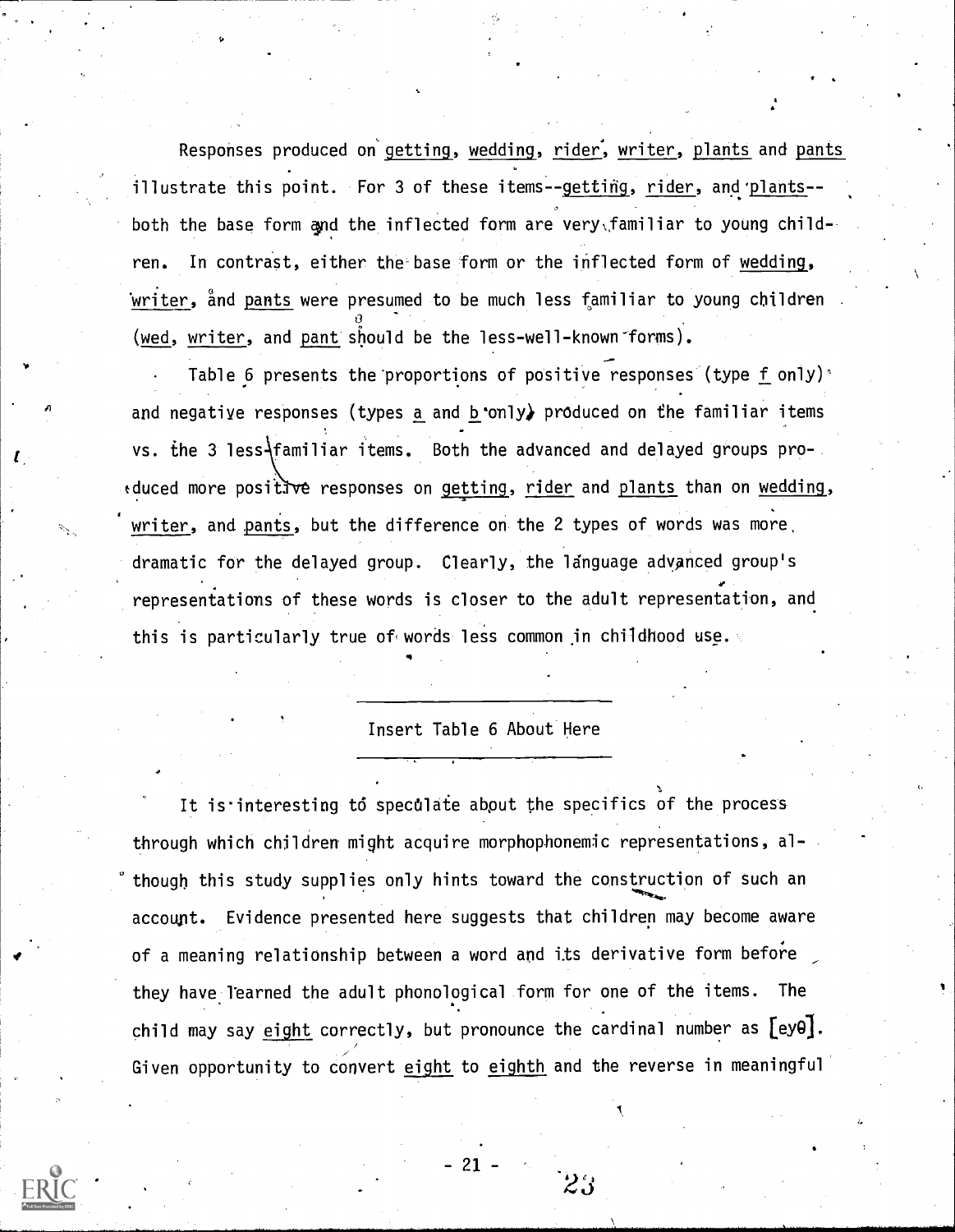Responses produced on getting, wedding, rider, writer, plants and pants illustrate this point. For 3 of these items--getting, rider, and plants--both the base form and the inflected form are very familiar to young children. In contrast, either the base form or the inflected form of wedding, writer, and pants were presumed to be much less familiar to young children (wed, writer, and pant should be the less-well-known forms).

Table 6 presents the proportions of positive responses (type f only) and negative responses (types a and b only) produced on the familiar items vs. the 3 less familiar items. Both the advanced and delayed groups produced more positive responses on getting, rider and plants than on wedding, writer, and pants, but the difference on the 2 types of words was more dramatic for the delayed group. Clearly, the language advanced group's representations of these words is closer to the adult representation, and this is particularly true of words less common in childhood use.

---

Insert Table 6 About Here

---

It is interesting to speculate about the specifics of the process through which children might acquire morphophonemic representations, although this study supplies only hints toward the construction of such an account. Evidence presented here suggests that children may become aware of a meaning relationship between a word and its derivative form before they have learned the adult phonological form for one of the items. The child may say eighth correctly, but pronounce the cardinal number as [eyθ]. Given opportunity to convert eight to eighth and the reverse in meaningful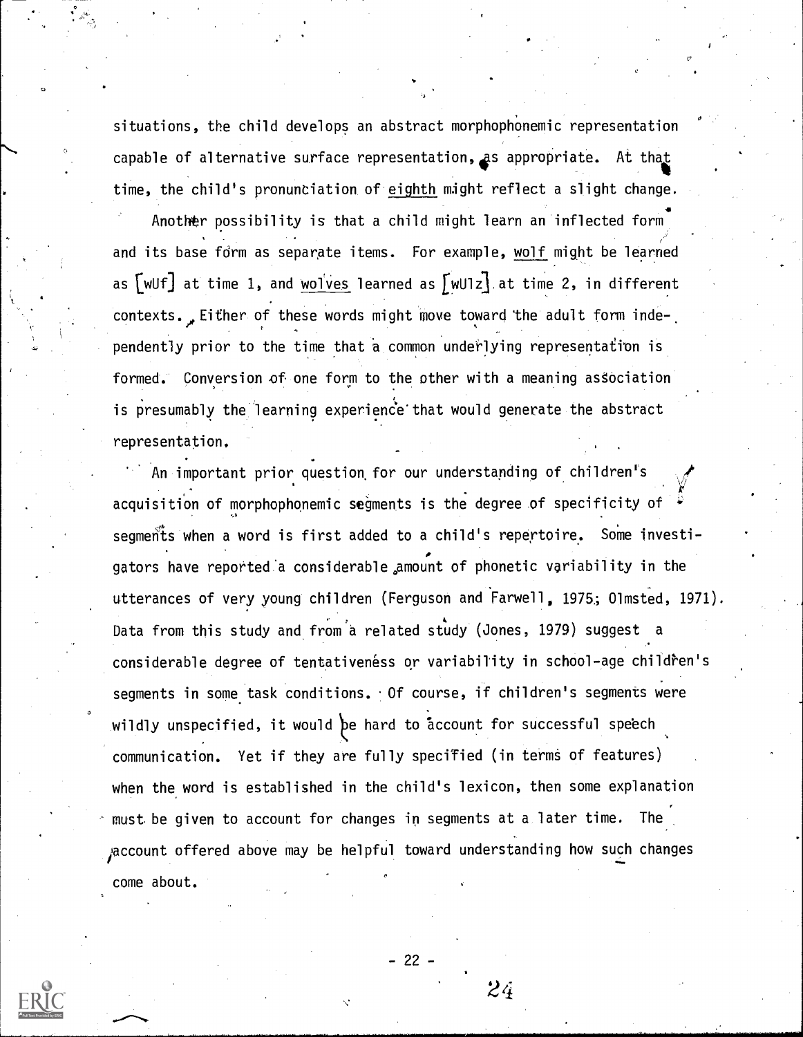situations, the child develops an abstract morphophonemic representation capable of alternative surface representation, as appropriate. At that time, the child's pronunciation of eighth might reflect a slight change.

Another possibility is that a child might learn an inflected form and its base form as separate items. For example, wolf might be learned as [wUf] at time 1, and wolves learned as [wUlz] at time 2, in different contexts. Either of these words might move toward the adult form independently prior to the time that a common underlying representation is formed. Conversion of one form to the other with a meaning association is presumably the learning experience that would generate the abstract representation.

An important prior question for our understanding of children's acquisition of morphophonemic segments is the degree of specificity of segments when a word is first added to a child's repertoire. Some investigators have reported a considerable amount of phonetic variability in the utterances of very young children (Ferguson and Farwell, 1975; Olmsted, 1971). Data from this study and from a related study (Jones, 1979) suggest a considerable degree of tentativeness or variability in school-age children's segments in some task conditions. Of course, if children's segments were wildly unspecified, it would be hard to account for successful speech communication. Yet if they are fully specified (in terms of features) when the word is established in the child's lexicon, then some explanation must be given to account for changes in segments at a later time. The account offered above may be helpful toward understanding how such changes come about.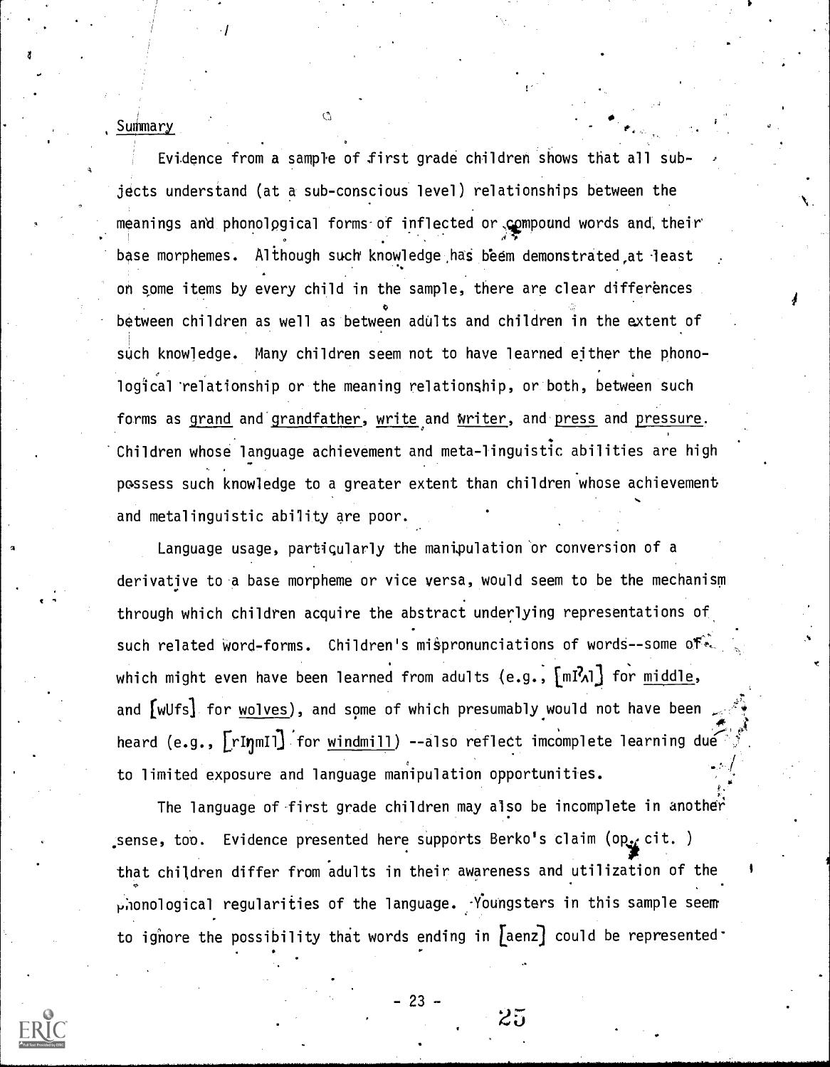## Summary

Evidence from a sample of first grade children shows that all subjects understand (at a sub-conscious level) relationships between the meanings and phonological forms of inflected or compound words and their base morphemes. Although such knowledge has beem demonstrated at least on some items by every child in the sample, there are clear differences between children as well as between adults and children in the extent of such knowledge. Many children seem not to have learned either the phonological relationship or the meaning relationship, or both, between such forms as grand and grandfather, write and writer, and press and pressure. Children whose language achievement and meta-linguistic abilities are high possess such knowledge to a greater extent than children whose achievement and metalinguistic ability are poor.

Language usage, particularly the manipulation or conversion of a derivative to a base morpheme or vice versa, would seem to be the mechanism through which children acquire the abstract underlying representations of such related word-forms. Children's mispronunciations of words--some of which might even have been learned from adults (e.g., [mIʔʌl] for middle, and [wUfs] for wolves), and some of which presumably would not have been heard (e.g., [rIŋmIl] for windmill) --also reflect imcomplete learning due to limited exposure and language manipulation opportunities.

The language of first grade children may also be incomplete in another sense, too. Evidence presented here supports Berko's claim (op. cit. ) that children differ from adults in their awareness and utilization of the phonological regularities of the language. Youngsters in this sample seem to ignore the possibility that words ending in [aenz] could be represented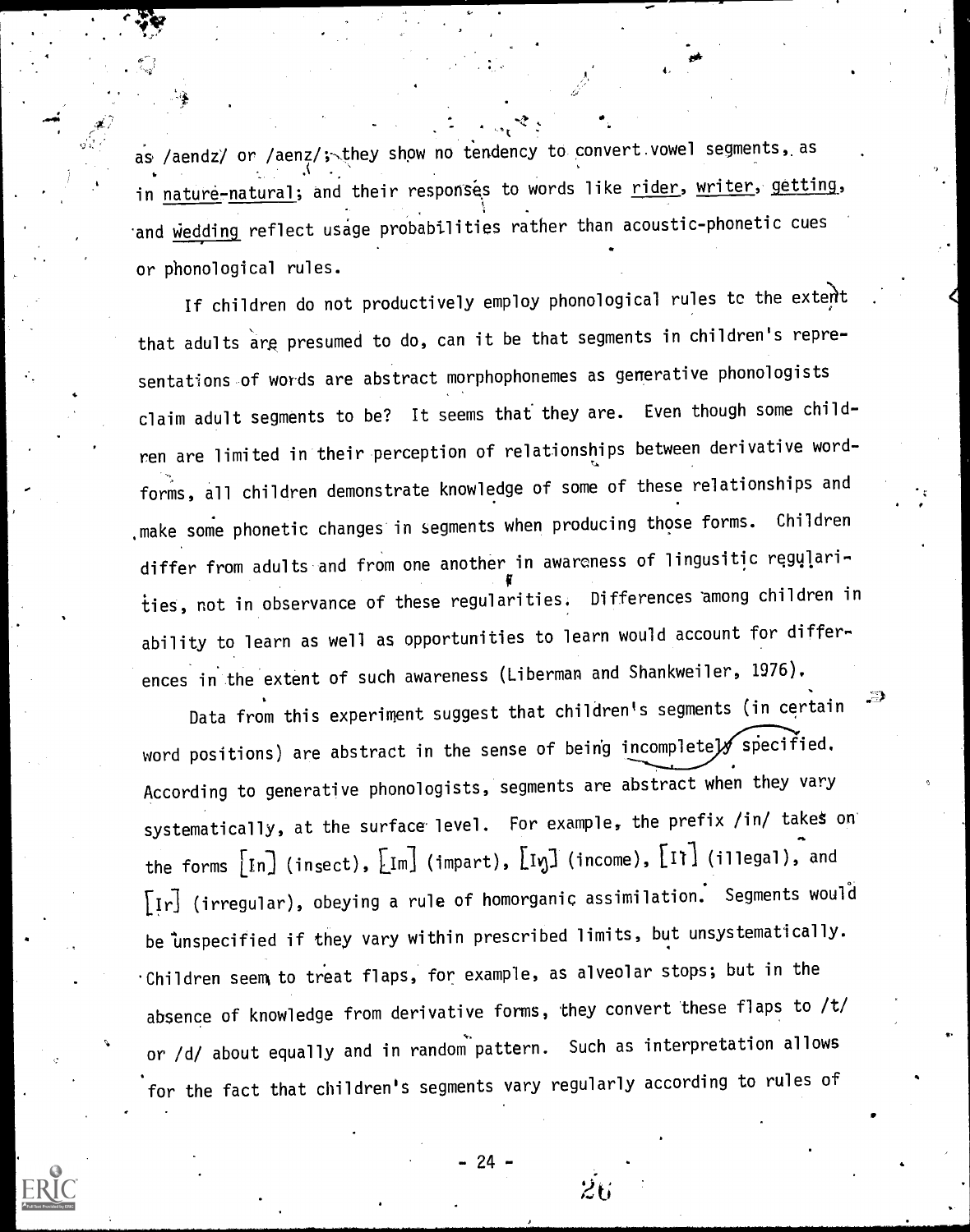as /aendz/ or /aenz/; they show no tendency to convert vowel segments, as in nature-natural; and their responses to words like rider, writer, getting, and wedding reflect usage probabilities rather than acoustic-phonetic cues or phonological rules.

If children do not productively employ phonological rules to the extent that adults are presumed to do, can it be that segments in children's representations of words are abstract morphophonemes as generative phonologists claim adult segments to be? It seems that they are. Even though some children are limited in their perception of relationships between derivative word-forms, all children demonstrate knowledge of some of these relationships and make some phonetic changes in segments when producing those forms. Children differ from adults and from one another in awareness of lingusitic regularities, not in observance of these regularities. Differences among children in ability to learn as well as opportunities to learn would account for differences in the extent of such awareness (Liberman and Shankweiler, 1976).

Data from this experiment suggest that children's segments (in certain word positions) are abstract in the sense of being incompletely specified. According to generative phonologists, segments are abstract when they vary systematically, at the surface level. For example, the prefix /in/ takes on the forms [In] (insect), [Im] (impart), [Iŋ] (income), [Il] (illegal), and [Ir] (irregular), obeying a rule of homorganic assimilation. Segments would be unspecified if they vary within prescribed limits, but unsystematically. Children seem to treat flaps, for example, as alveolar stops; but in the absence of knowledge from derivative forms, they convert these flaps to /t/ or /d/ about equally and in random pattern. Such as interpretation allows for the fact that children's segments vary regularly according to rules of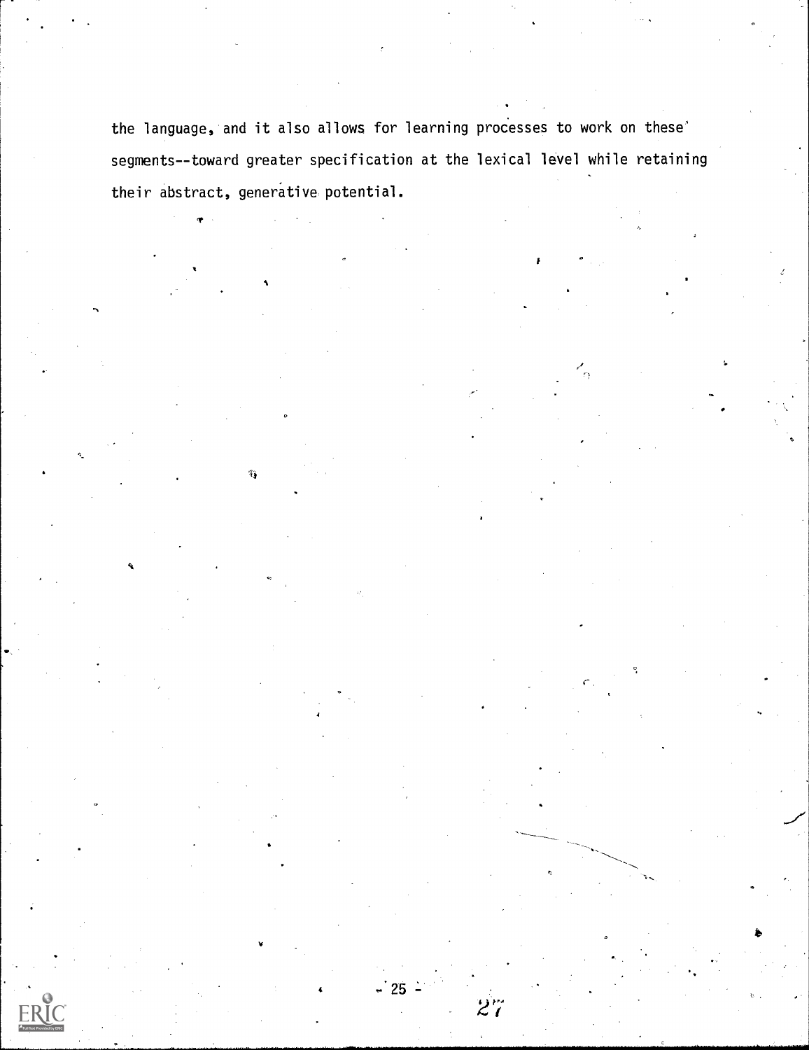the language, and it also allows for learning processes to work on these segments--toward greater specification at the lexical level while retaining their abstract, generative potential.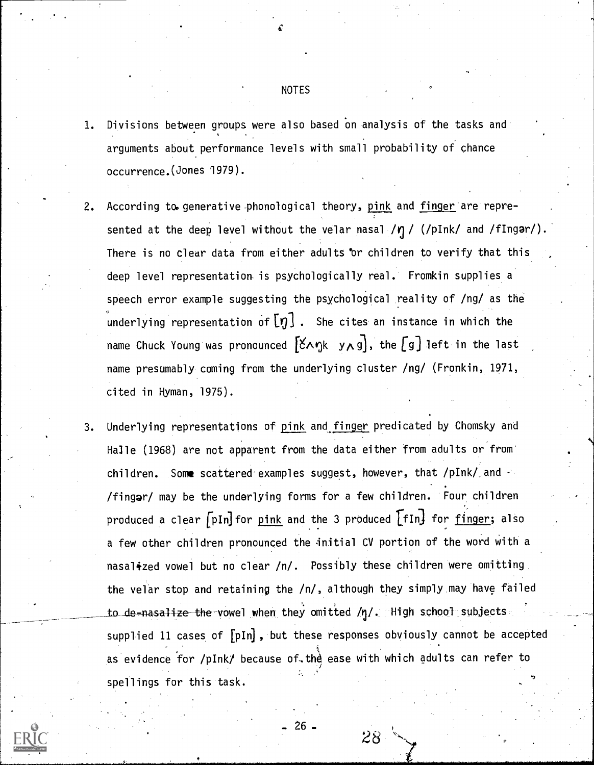# NOTES

1. Divisions between groups were also based on analysis of the tasks and arguments about performance levels with small probability of chance occurrence. (Jones 1979).

2. According to generative phonological theory, _pink_ and _finger_ are represented at the deep level without the velar nasal /ŋ/ (/pInk/ and /fIngər/). There is no clear data from either adults or children to verify that this deep level representation is psychologically real. Fromkin supplies a speech error example suggesting the psychological reality of /ng/ as the underlying representation of [ŋ]. She cites an instance in which the name Chuck Young was pronounced [čʌŋk yʌg], the [g] left in the last name presumably coming from the underlying cluster /ng/ (Fronkin, 1971, cited in Hyman, 1975).

3. Underlying representations of _pink_ and _finger_ predicated by Chomsky and Halle (1968) are not apparent from the data either from adults or from children. Some scattered examples suggest, however, that /pInk/ and /fingər/ may be the underlying forms for a few children. Four children produced a clear [pIn] for _pink_ and the 3 produced [fIn] for _finger_; also a few other children pronounced the initial CV portion of the word with a nasalized vowel but no clear /n/. Possibly these children were omitting the velar stop and retaining the /n/, although they simply may have failed to de-nasalize the vowel when they omitted /ŋ/. High school subjects supplied 11 cases of [pIn], but these responses obviously cannot be accepted as evidence for /pInk/ because of the ease with which adults can refer to spellings for this task.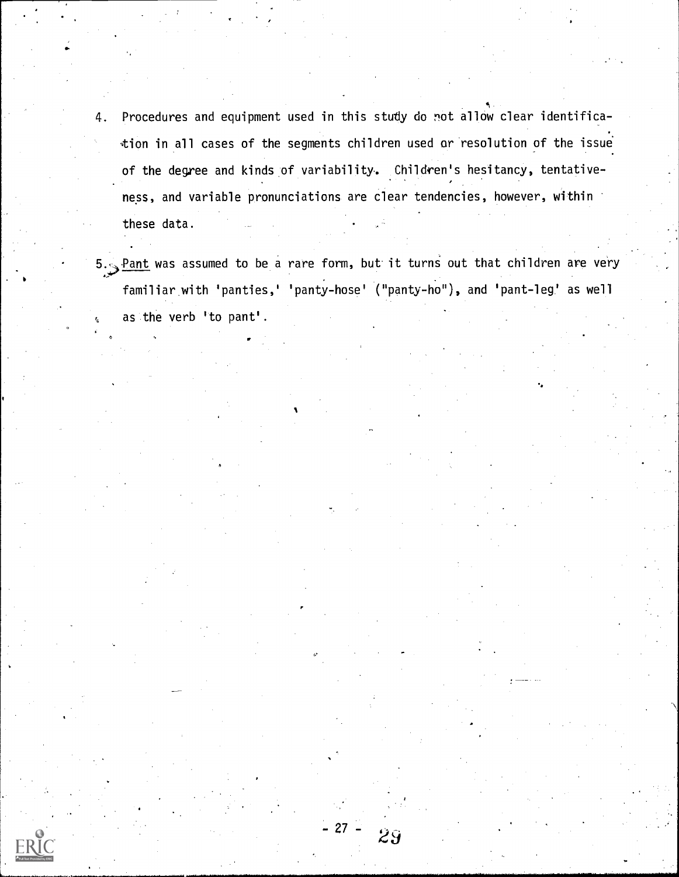4. Procedures and equipment used in this study do not allow clear identification in all cases of the segments children used or resolution of the issue of the degree and kinds of variability. Children's hesitancy, tentativeness, and variable pronunciations are clear tendencies, however, within these data.

5. Pant was assumed to be a rare form, but it turns out that children are very familiar with 'panties,' 'panty-hose' ("panty-ho"), and 'pant-leg' as well as the verb 'to pant'.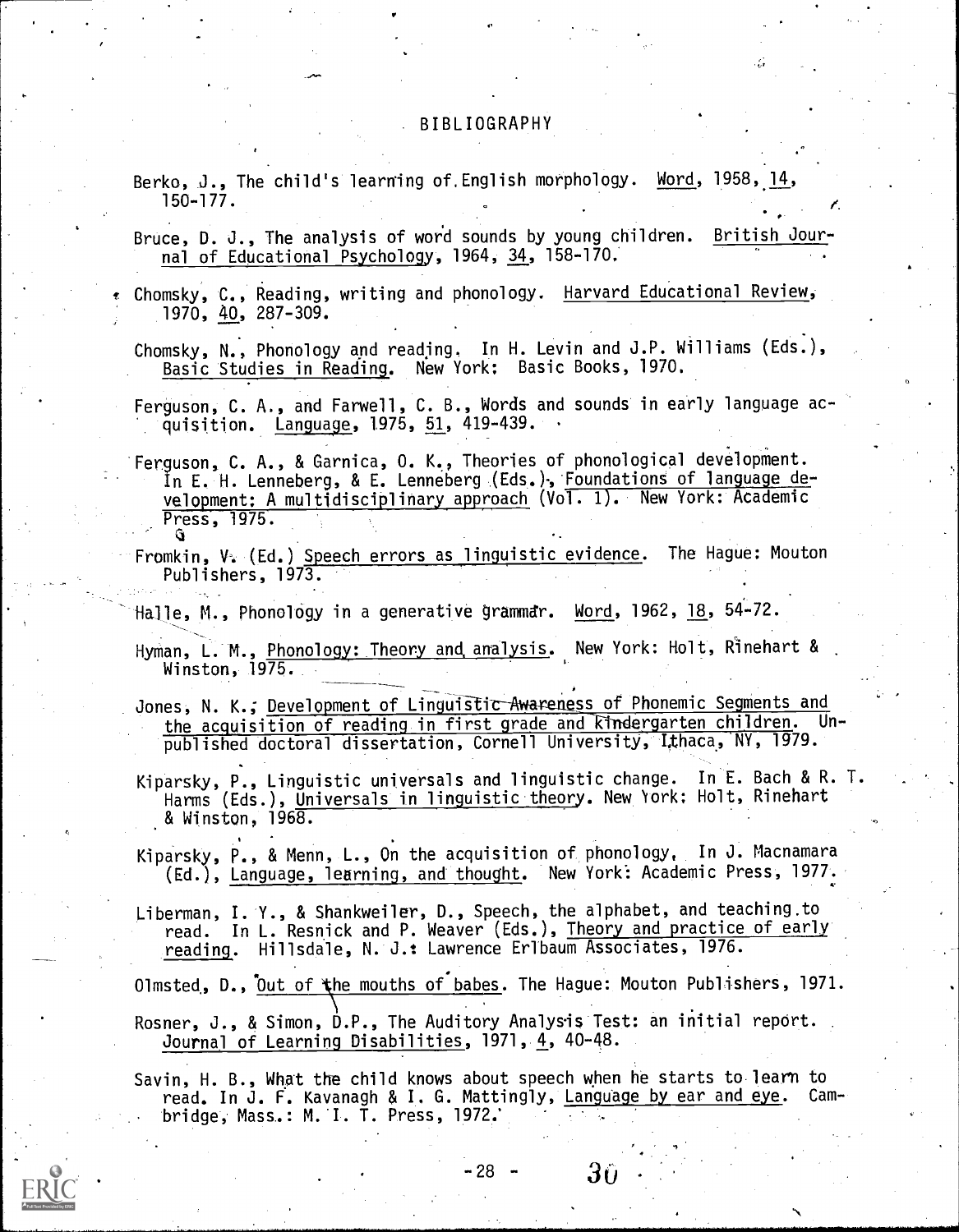# BIBLIOGRAPHY

Berko, J., The child's learning of English morphology. Word, 1958, 14, 150-177.

Bruce, D. J., The analysis of word sounds by young children. British Journal of Educational Psychology, 1964, 34, 158-170.

Chomsky, C., Reading, writing and phonology. Harvard Educational Review, 1970, 40, 287-309.

Chomsky, N., Phonology and reading. In H. Levin and J.P. Williams (Eds.), Basic Studies in Reading. New York: Basic Books, 1970.

Ferguson, C. A., and Farwell, C. B., Words and sounds in early language acquisition. Language, 1975, 51, 419-439.

Ferguson, C. A., & Garnica, O. K., Theories of phonological development. In E. H. Lenneberg, & E. Lenneberg (Eds.), Foundations of language development: A multidisciplinary approach (Vol. 1). New York: Academic Press, 1975.

Fromkin, V. (Ed.) Speech errors as linguistic evidence. The Hague: Mouton Publishers, 1973.

Halle, M., Phonology in a generative grammar. Word, 1962, 18, 54-72.

Hyman, L. M., Phonology: Theory and analysis. New York: Holt, Rinehart & Winston, 1975.

Jones, N. K., Development of Linguistic Awareness of Phonemic Segments and the acquisition of reading in first grade and kindergarten children. Unpublished doctoral dissertation, Cornell University, Ithaca, NY, 1979.

Kiparsky, P., Linguistic universals and linguistic change. In E. Bach & R. T. Harms (Eds.), Universals in linguistic theory. New York: Holt, Rinehart & Winston, 1968.

Kiparsky, P., & Menn, L., On the acquisition of phonology. In J. Macnamara (Ed.), Language, learning, and thought. New York: Academic Press, 1977.

Liberman, I. Y., & Shankweiler, D., Speech, the alphabet, and teaching to read. In L. Resnick and P. Weaver (Eds.), Theory and practice of early reading. Hillsdale, N. J.: Lawrence Erlbaum Associates, 1976.

Olmsted, D., Out of the mouths of babes. The Hague: Mouton Publishers, 1971.

Rosner, J., & Simon, D.P., The Auditory Analysis Test: an initial report. Journal of Learning Disabilities, 1971, 4, 40-48.

Savin, H. B., What the child knows about speech when he starts to learn to read. In J. F. Kavanagh & I. G. Mattingly, Language by ear and eye. Cambridge, Mass.: M. I. T. Press, 1972.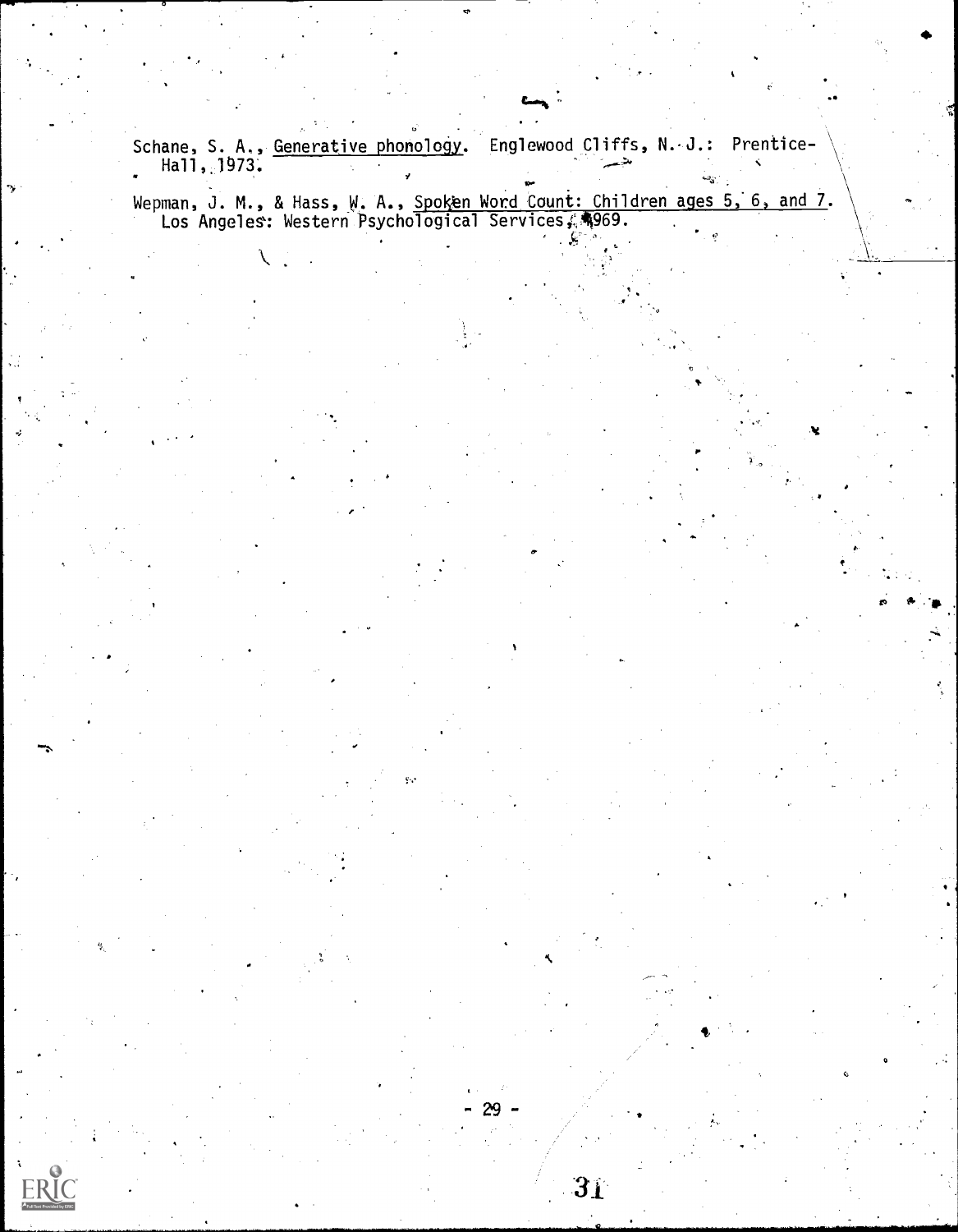Schane, S. A., Generative phonology. Englewood Cliffs, N. J.: Prentice-Hall, 1973.

Wepman, J. M., & Hass, W. A., Spoken Word Count: Children ages 5, 6, and 7. Los Angeles: Western Psychological Services, 1969.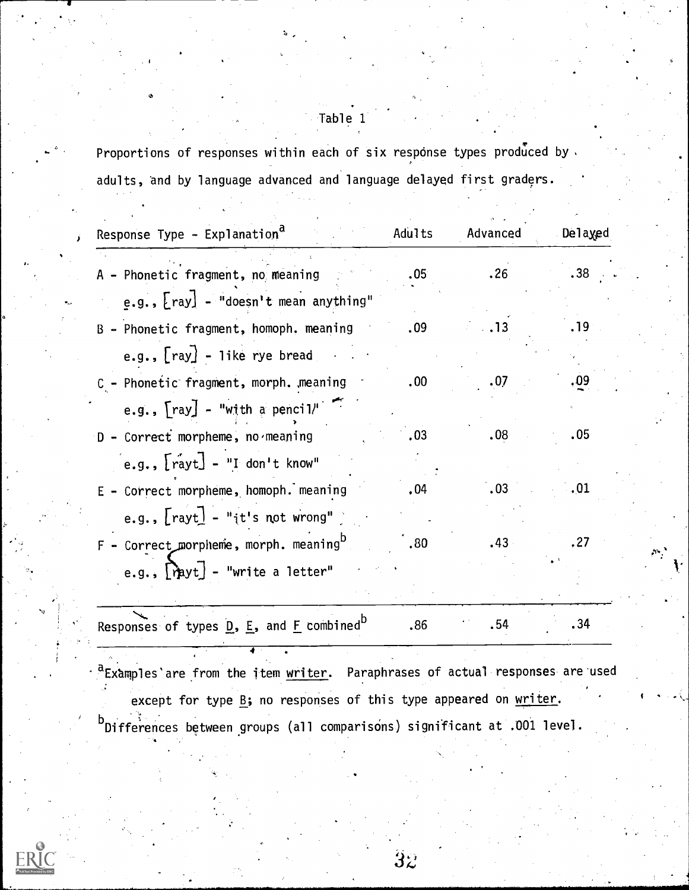Table 1

Proportions of responses within each of six response types produced by adults, and by language advanced and language delayed first graders.

| Response Type - Explanation[a] | Adults | Advanced | Delayed |
|---|---|---|---|
| A - Phonetic fragment, no meaning<br>e.g., [ray] - "doesn't mean anything" | .05 | .26 | .38 |
| B - Phonetic fragment, homoph. meaning<br>e.g., [ray] - like rye bread | .09 | .13 | .19 |
| C - Phonetic fragment, morph. meaning<br>e.g., [ray] - "with a pencil" | .00 | .07 | .09 |
| D - Correct morpheme, no meaning<br>e.g., [rayt] - "I don't know" | .03 | .08 | .05 |
| E - Correct morpheme, homoph. meaning<br>e.g., [rayt] - "it's not wrong" | .04 | .03 | .01 |
| F - Correct morpheme, morph. meaning[b]<br>e.g., [rayt] - "write a letter" | .80 | .43 | .27 |
| Responses of types D, E, and F combined[b] | .86 | .54 | .34 |

[a]Examples are from the item *writer*. Paraphrases of actual responses are used except for type B; no responses of this type appeared on *writer*.

[b]Differences between groups (all comparisons) significant at .001 level.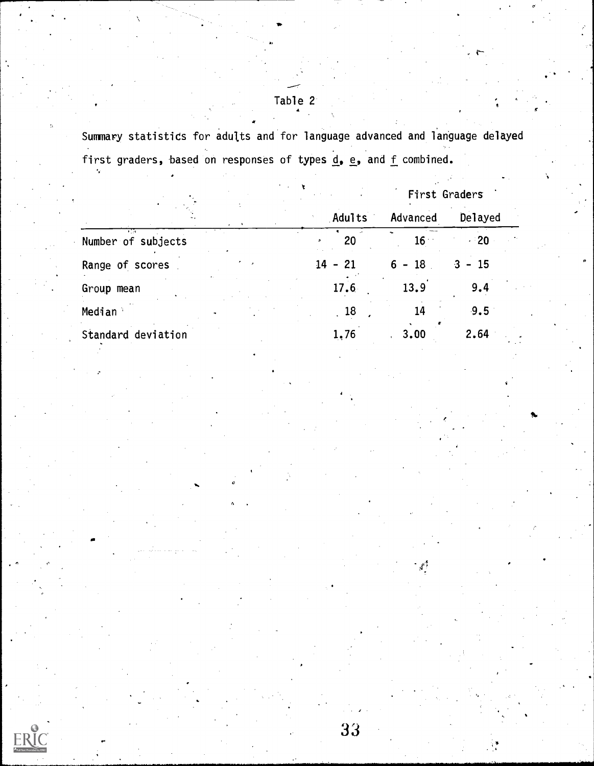Table 2

Summary statistics for adults and for language advanced and language delayed first graders, based on responses of types d, e, and f combined.

| | Adults | First Graders | |
|---|---|---|---|
| | | Advanced | Delayed |
| Number of subjects | 20 | 16 | 20 |
| Range of scores | 14 - 21 | 6 - 18 | 3 - 15 |
| Group mean | 17.6 | 13.9 | 9.4 |
| Median | 18 | 14 | 9.5 |
| Standard deviation | 1.76 | 3.00 | 2.64 |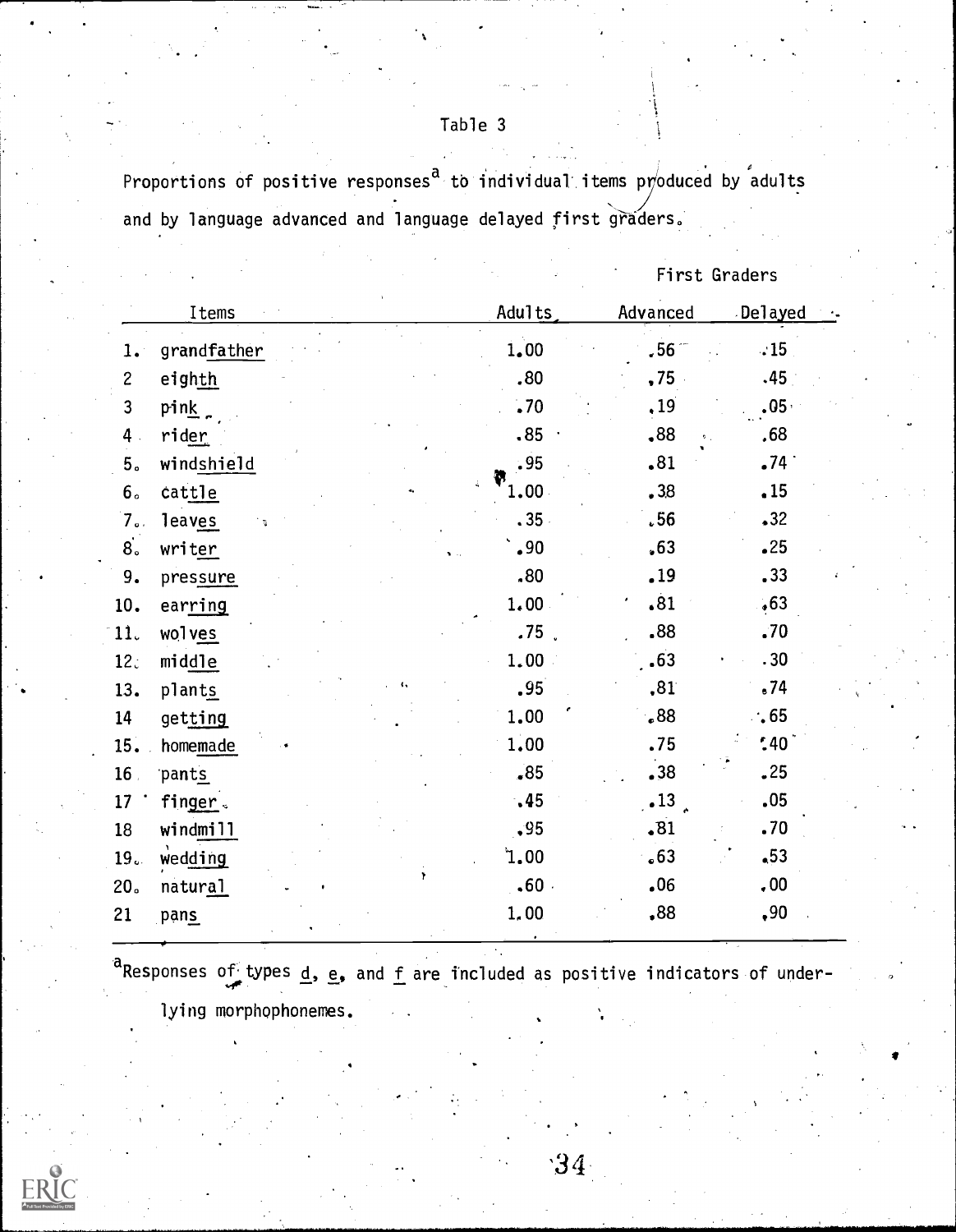Table 3

Proportions of positive responses[a] to individual items produced by adults and by language advanced and language delayed first graders.

| Items | Adults | First Graders | |
|---|---|---|---|
| | | Advanced | Delayed |
| 1. grandfather | 1.00 | .56 | .15 |
| 2 eighth | .80 | .75 | .45 |
| 3 pink | .70 | .19 | .05 |
| 4 rider | .85 | .88 | .68 |
| 5. windshield | .95 | .81 | .74 |
| 6. cattle | 1.00 | .38 | .15 |
| 7. leaves | .35 | .56 | .32 |
| 8. writer | .90 | .63 | .25 |
| 9. pressure | .80 | .19 | .33 |
| 10. earring | 1.00 | .81 | .63 |
| 11. wolves | .75 | .88 | .70 |
| 12. middle | 1.00 | .63 | .30 |
| 13. plants | .95 | .81 | .74 |
| 14 getting | 1.00 | .88 | .65 |
| 15. homemade | 1.00 | .75 | .40 |
| 16 pants | .85 | .38 | .25 |
| 17 finger | .45 | .13 | .05 |
| 18 windmill | .95 | .81 | .70 |
| 19. wedding | 1.00 | .63 | .53 |
| 20. natural | .60 | .06 | .00 |
| 21 pans | 1.00 | .88 | .90 |

[a]Responses of types _d_, _e_, and _f_ are included as positive indicators of underlying morphophonemes.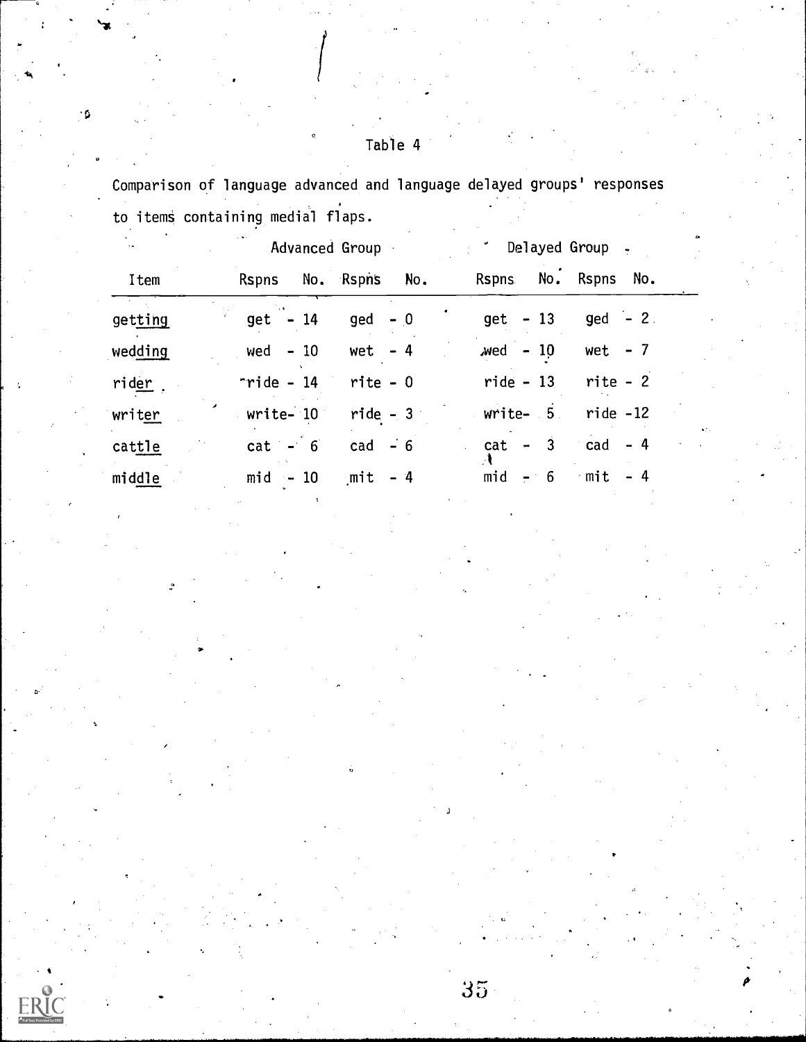Table 4

Comparison of language advanced and language delayed groups' responses to items containing medial flaps.

| | Advanced Group | | | | Delayed Group | | | |
|---|---|---|---|---|---|---|---|---|
| Item | Rspns | No. | Rspns | No. | Rspns | No. | Rspns | No. |
| get<u>ting</u> | get | 14 | ged | 0 | get | 13 | ged | 2 |
| wed<u>ding</u> | wed | 10 | wet | 4 | wed | 10 | wet | 7 |
| ri<u>der</u> | ride | 14 | rite | 0 | ride | 13 | rite | 2 |
| wri<u>ter</u> | write | 10 | ride | 3 | write | 5 | ride | 12 |
| cat<u>tle</u> | cat | 6 | cad | 6 | cat | 3 | cad | 4 |
| mid<u>dle</u> | mid | 10 | mit | 4 | mid | 6 | mit | 4 |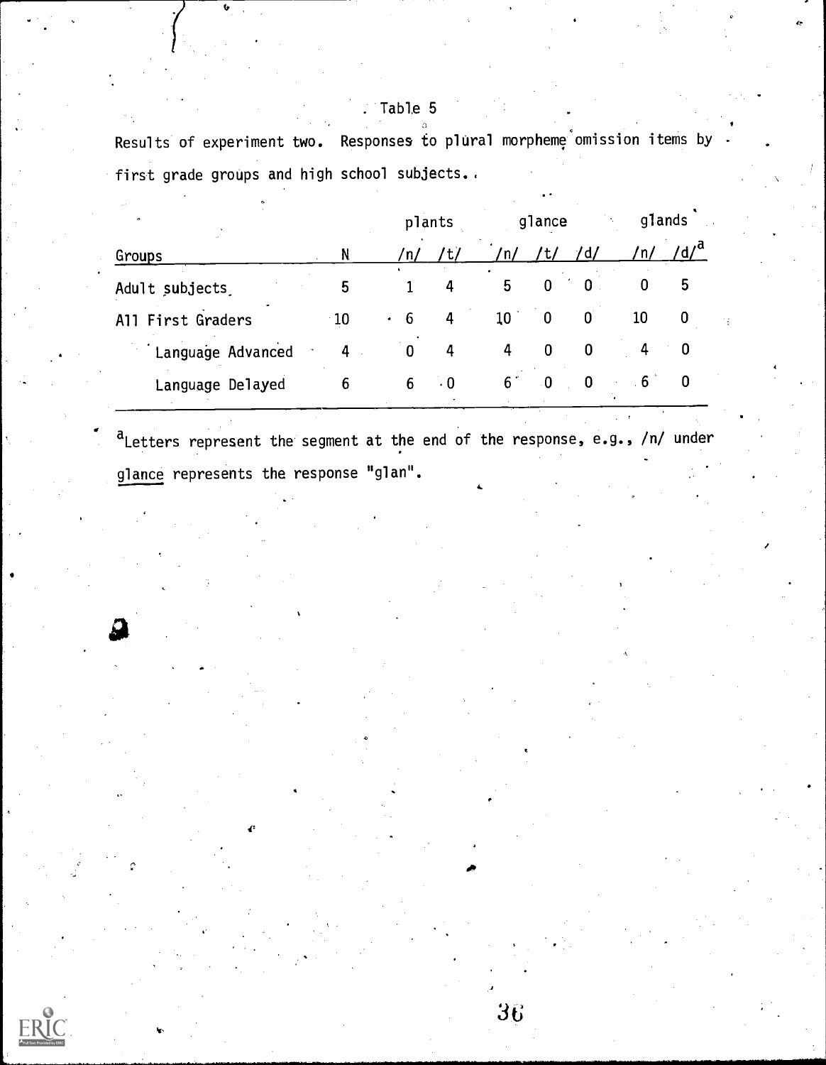Table 5

Results of experiment two. Responses to plural morpheme omission items by first grade groups and high school subjects.

| | | plants | | glance | | | glands | |
|---|---|---|---|---|---|---|---|---|
| Groups | N | /n/ | /t/ | /n/ | /t/ | /d/ | /n/ | /d/[a] |
| Adult subjects | 5 | 1 | 4 | 5 | 0 | 0 | 0 | 5 |
| All First Graders | 10 | 6 | 4 | 10 | 0 | 0 | 10 | 0 |
| Language Advanced | 4 | 0 | 4 | 4 | 0 | 0 | 4 | 0 |
| Language Delayed | 6 | 6 | 0 | 6 | 0 | 0 | 6 | 0 |

[a]Letters represent the segment at the end of the response, e.g., /n/ under glance represents the response "glan".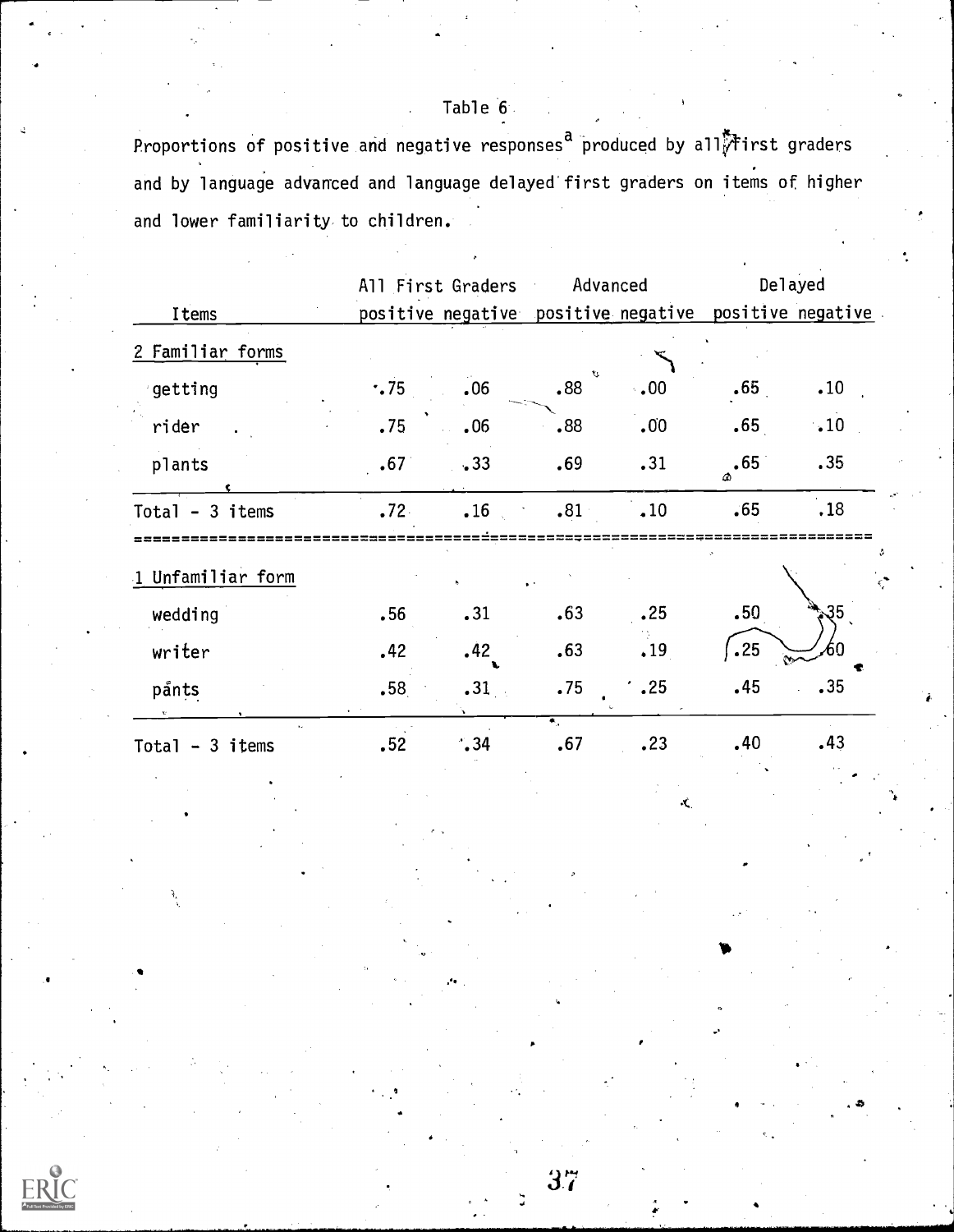Table 6

Proportions of positive and negative responses[a] produced by all first graders and by language advanced and language delayed first graders on items of higher and lower familiarity to children.

| Items | All First Graders | | Advanced | | Delayed | |
|---|---|---|---|---|---|---|
| | positive | negative | positive | negative | positive | negative |
| 2 Familiar forms | | | | | | |
| getting | .75 | .06 | .88 | .00 | .65 | .10 |
| rider | .75 | .06 | .88 | .00 | .65 | .10 |
| plants | .67 | .33 | .69 | .31 | .65 | .35 |
| Total - 3 items | .72 | .16 | .81 | .10 | .65 | .18 |
| 1 Unfamiliar form | | | | | | |
| wedding | .56 | .31 | .63 | .25 | .50 | .35 |
| writer | .42 | .42 | .63 | .19 | .25 | .60 |
| pants | .58 | .31 | .75 | .25 | .45 | .35 |
| Total - 3 items | .52 | .34 | .67 | .23 | .40 | .43 |